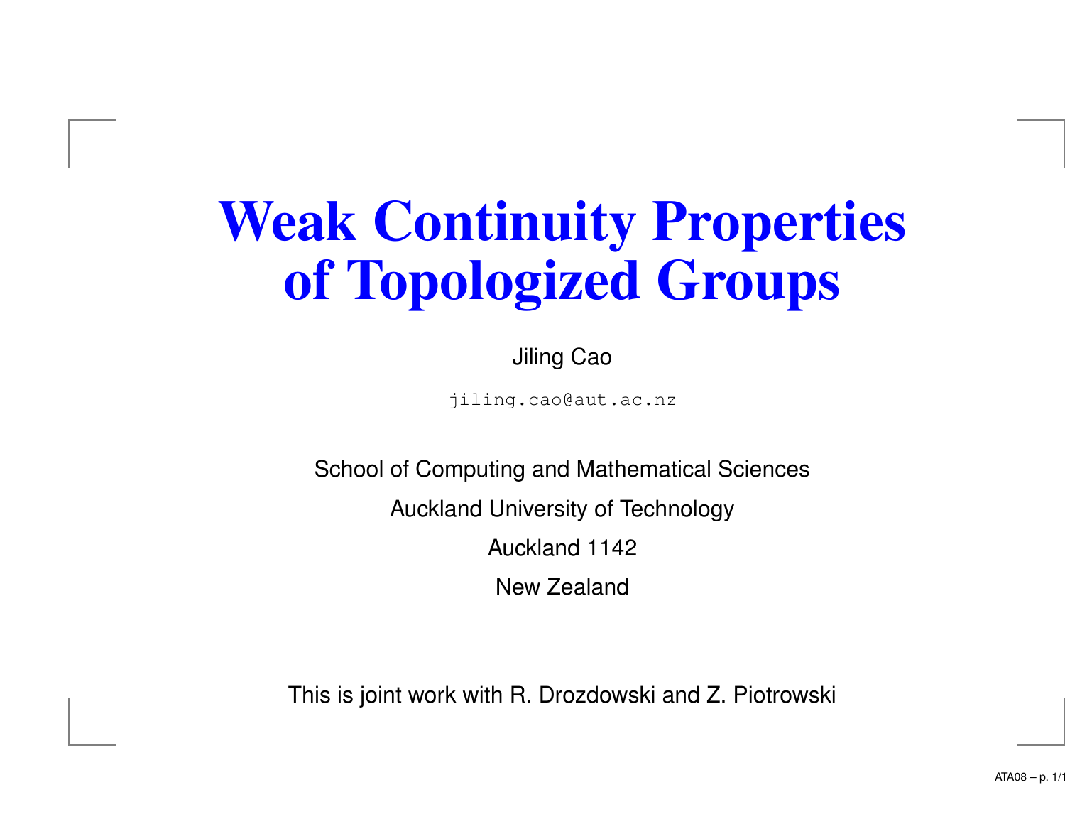# Weak Continuity Properties of Topologized Groups

Jiling Cao

jiling.cao@aut.ac.nz

School of Computing and Mathematical Sciences

Auckland University of Technology

Auckland 1142

New Zealand

This is joint work with R. Drozdowski and Z. Piotrowski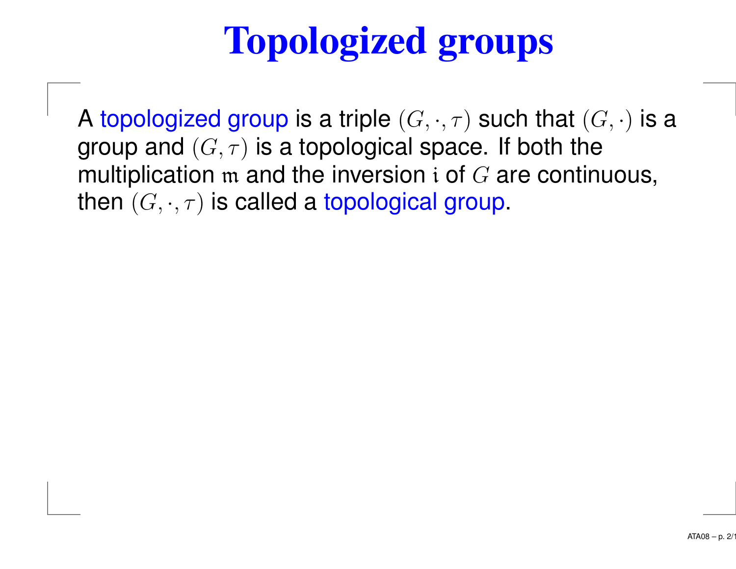# Topologized groups

A topologized group is a triple $(G, \cdot, \tau)$ such that $(G, \cdot)$ is a group and $(G, \tau)$ is a topological space. If both the multiplication $\mathfrak{m}$ and the inversion $\mathfrak{i}$ of $G$ are continuous, then $(G, \cdot, \tau)$ is called a topological group.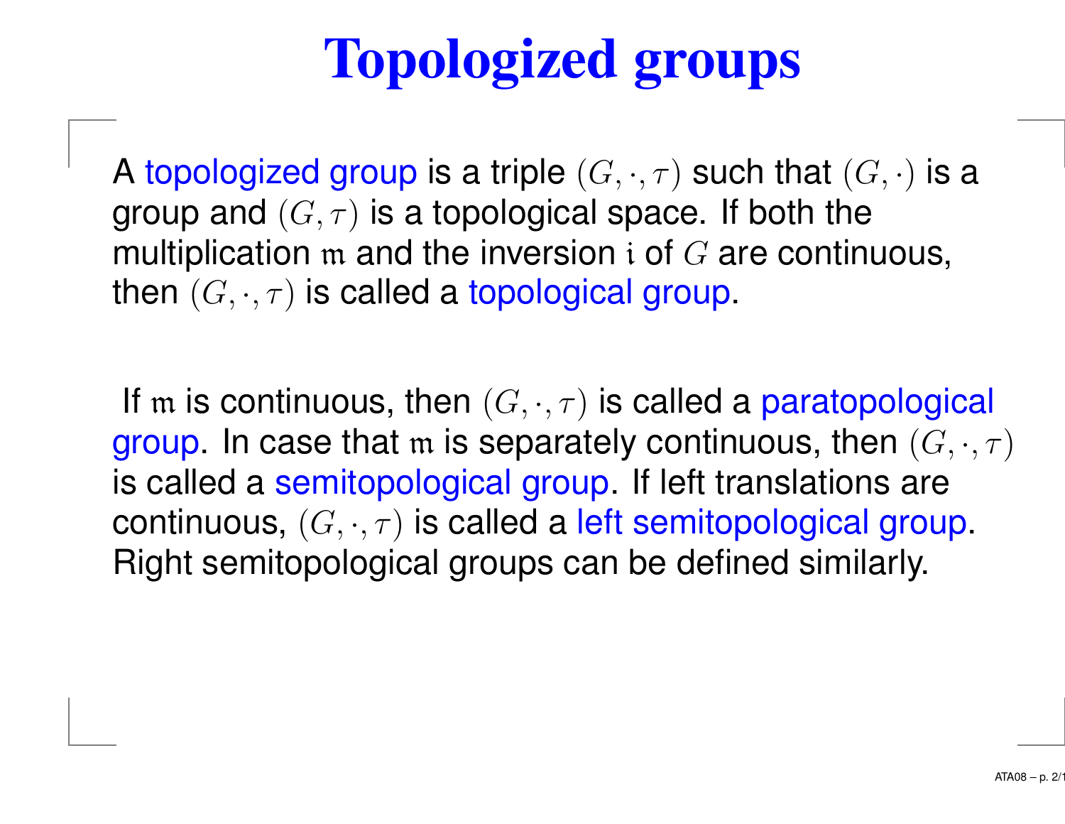# Topologized groups

A topologized group is a triple $(G, \cdot, \tau)$ such that $(G, \cdot)$ is a group and $(G, \tau)$ is a topological space. If both the multiplication $\mathfrak{m}$ and the inversion $\mathfrak{i}$ of $G$ are continuous, then $(G, \cdot, \tau)$ is called a topological group.

If $\mathfrak{m}$ is continuous, then $(G, \cdot, \tau)$ is called a paratopological group. In case that $\mathfrak{m}$ is separately continuous, then $(G, \cdot, \tau)$ is called a semitopological group. If left translations are continuous, $(G, \cdot, \tau)$ is called a left semitopological group. Right semitopological groups can be defined similarly.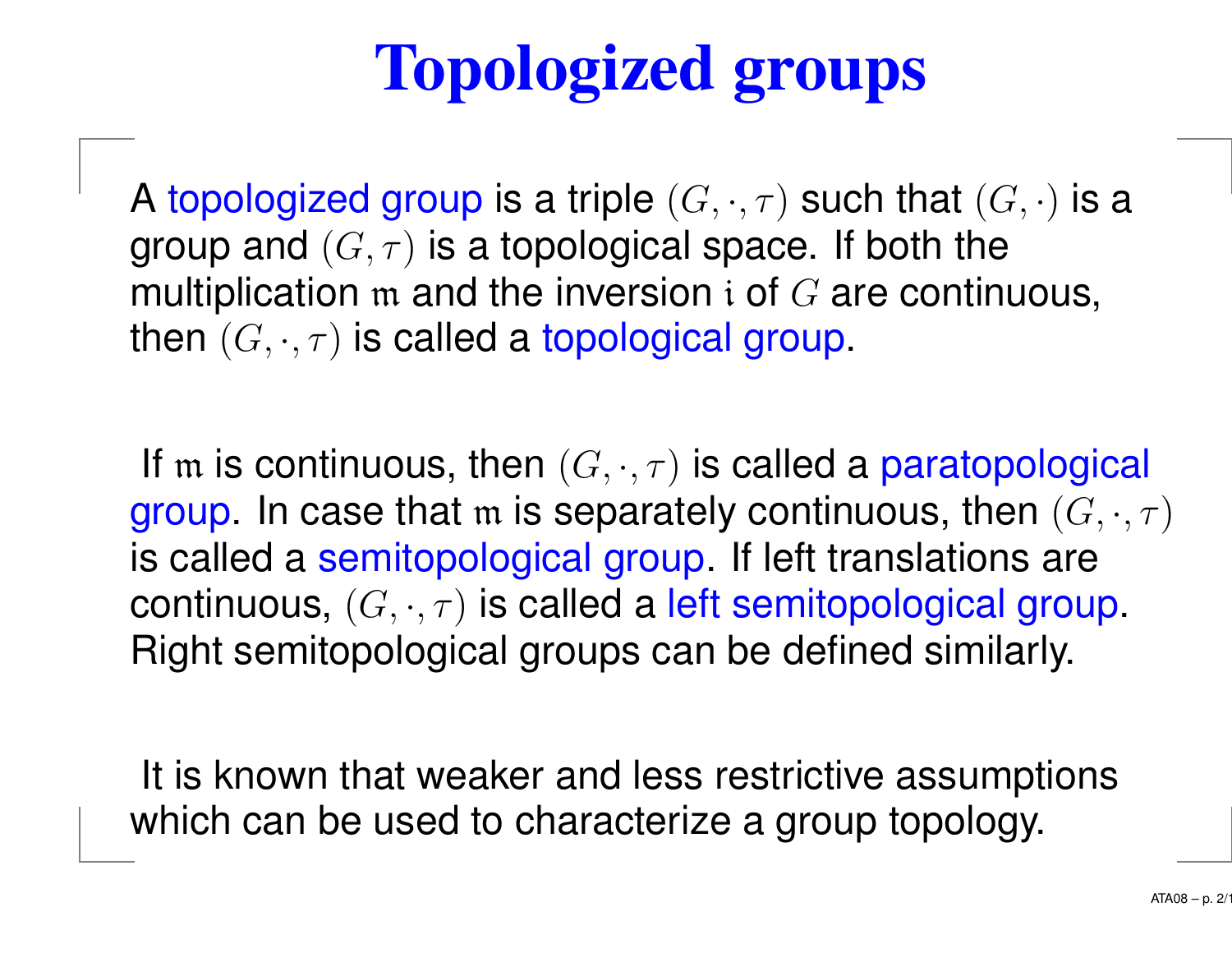# Topologized groups

A topologized group is a triple $(G, \cdot, \tau)$ such that $(G, \cdot)$ is a group and $(G, \tau)$ is a topological space. If both the multiplication $\mathfrak{m}$ and the inversion $\mathfrak{i}$ of $G$ are continuous, then $(G, \cdot, \tau)$ is called a topological group.

If $\mathfrak{m}$ is continuous, then $(G, \cdot, \tau)$ is called a paratopological group. In case that $\mathfrak{m}$ is separately continuous, then $(G, \cdot, \tau)$ is called a semitopological group. If left translations are continuous, $(G, \cdot, \tau)$ is called a left semitopological group. Right semitopological groups can be defined similarly.

It is known that weaker and less restrictive assumptions which can be used to characterize a group topology.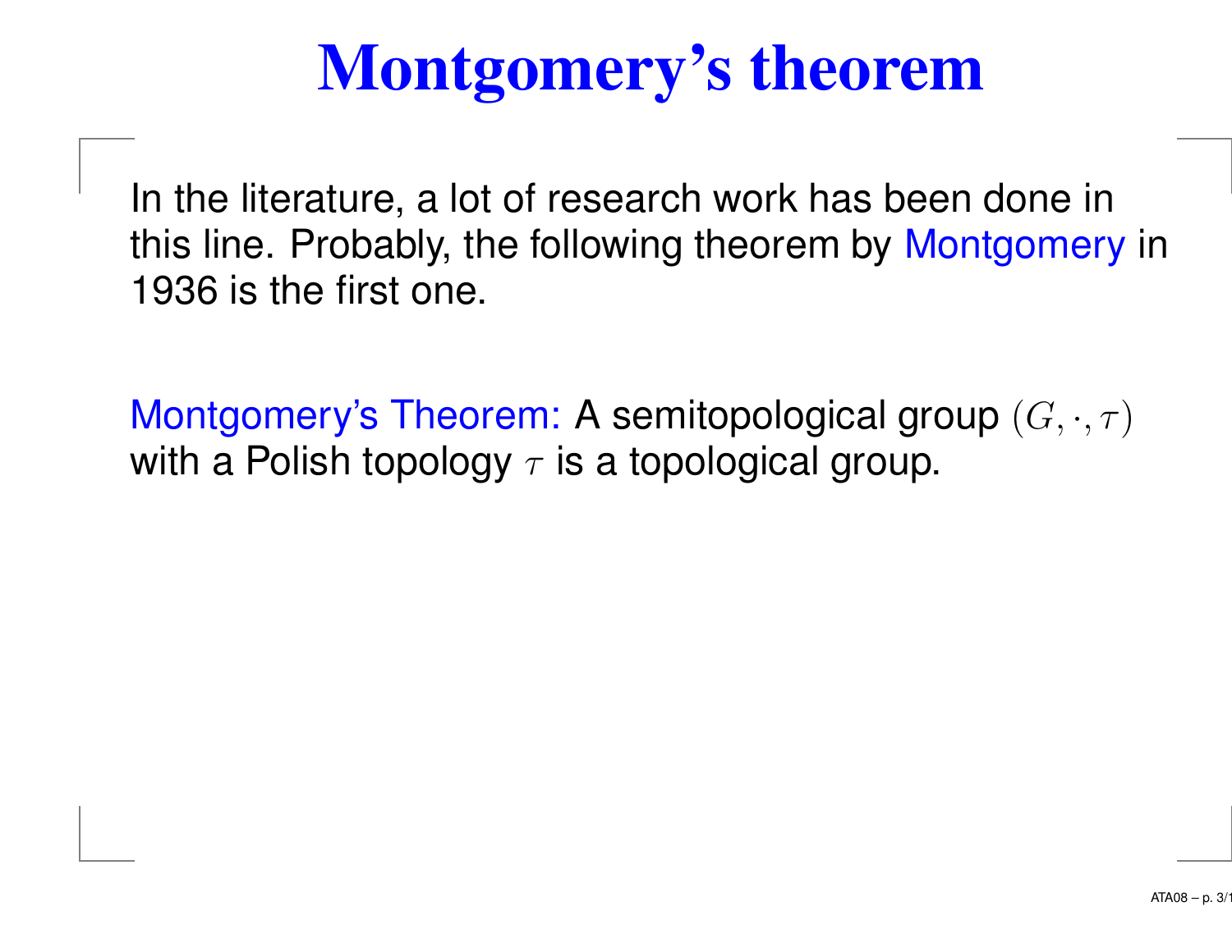# Montgomery's theorem

In the literature, a lot of research work has been done in this line. Probably, the following theorem by Montgomery in 1936 is the first one.

Montgomery's Theorem: A semitopological group $(G, \cdot, \tau)$ with a Polish topology $\tau$ is a topological group.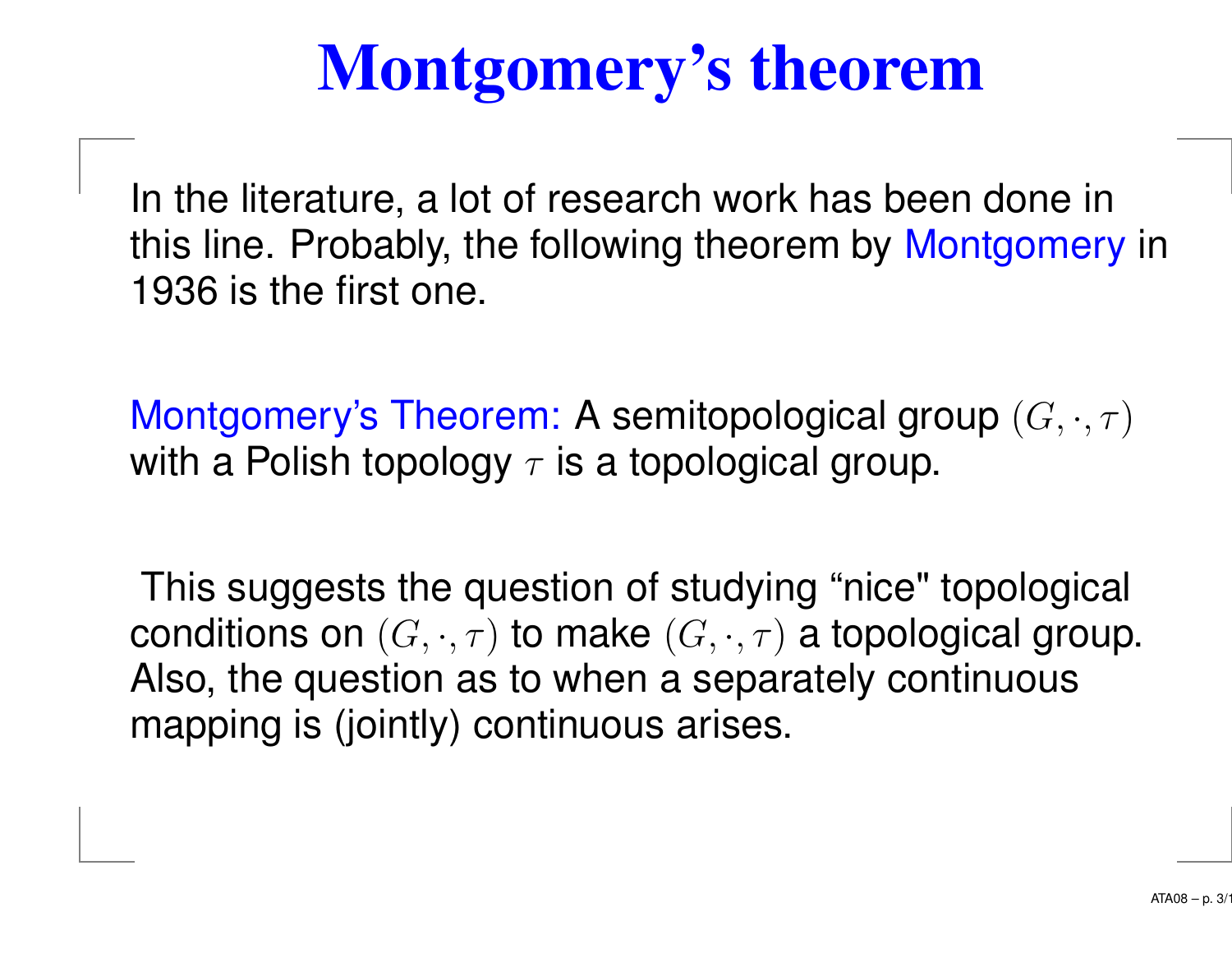# Montgomery's theorem

In the literature, a lot of research work has been done in this line. Probably, the following theorem by Montgomery in 1936 is the first one.

Montgomery's Theorem: A semitopological group $(G, \cdot, \tau)$ with a Polish topology $\tau$ is a topological group.

This suggests the question of studying "nice" topological conditions on $(G, \cdot, \tau)$ to make $(G, \cdot, \tau)$ a topological group. Also, the question as to when a separately continuous mapping is (jointly) continuous arises.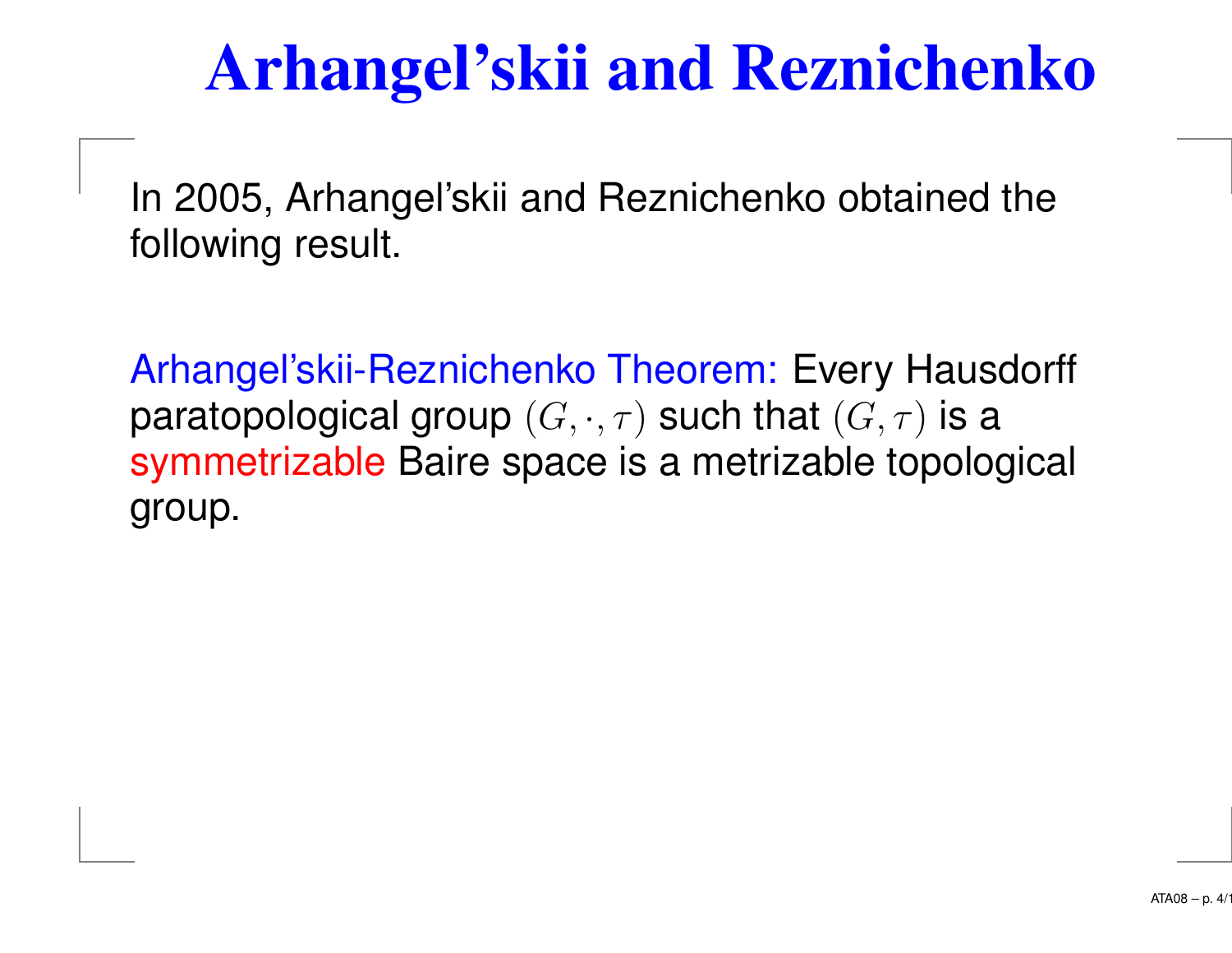# Arhangel'skii and Reznichenko

In 2005, Arhangel'skii and Reznichenko obtained the following result.

Arhangel'skii-Reznichenko Theorem: Every Hausdorff paratopological group $(G, \cdot, \tau)$ such that $(G, \tau)$ is a symmetrizable Baire space is a metrizable topological group.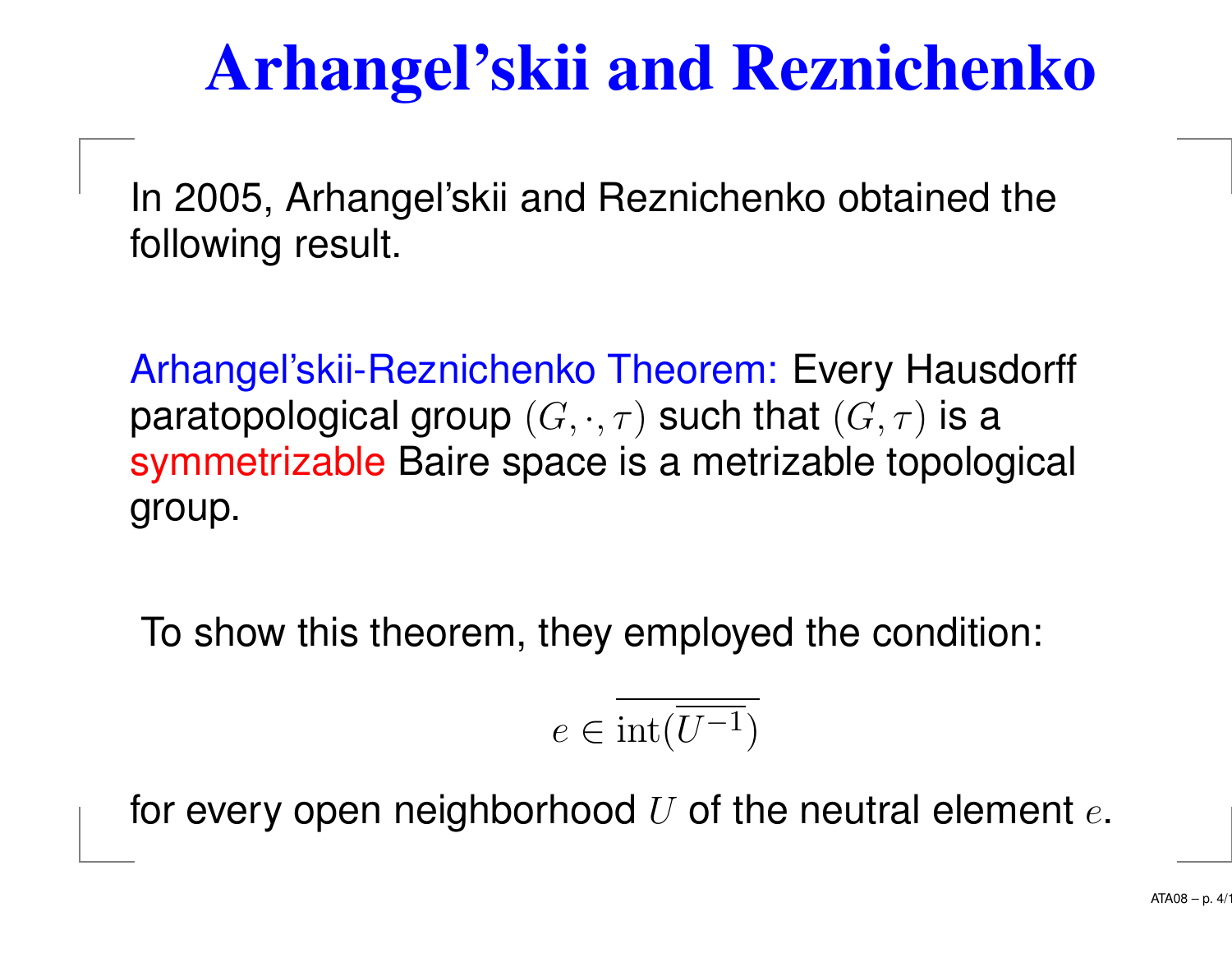# Arhangel'skii and Reznichenko

In 2005, Arhangel'skii and Reznichenko obtained the following result.

Arhangel'skii-Reznichenko Theorem: Every Hausdorff paratopological group $(G, \cdot, \tau)$ such that $(G, \tau)$ is a symmetrizable Baire space is a metrizable topological group.

To show this theorem, they employed the condition:

$$e \in \overline{\mathrm{int}(\overline{U^{-1}})}$$

for every open neighborhood $U$ of the neutral element $e$.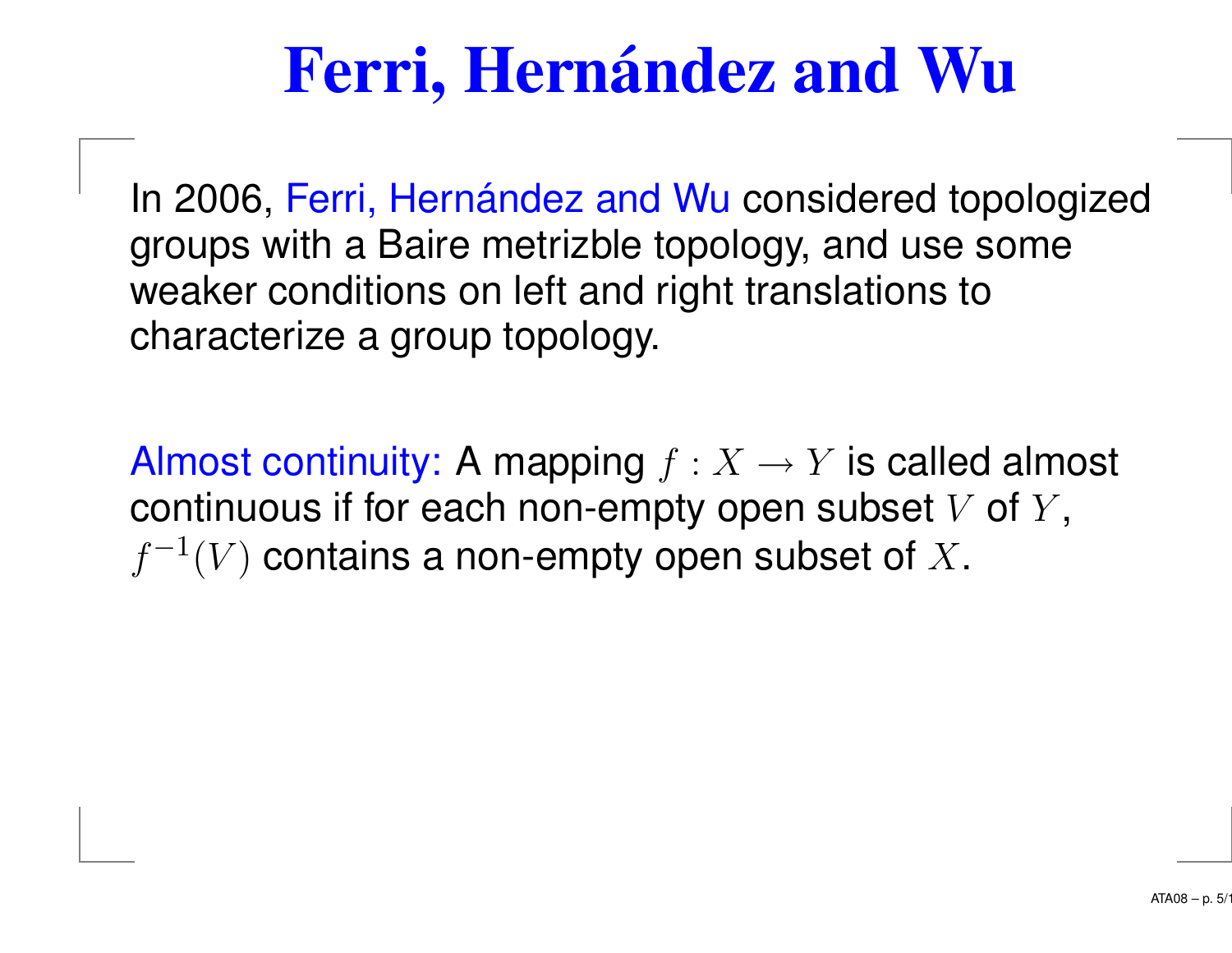# Ferri, Hernández and Wu

In 2006, Ferri, Hernández and Wu considered topologized groups with a Baire metrizble topology, and use some weaker conditions on left and right translations to characterize a group topology.

Almost continuity: A mapping $f : X \to Y$ is called almost continuous if for each non-empty open subset $V$ of $Y$, $f^{-1}(V)$ contains a non-empty open subset of $X$.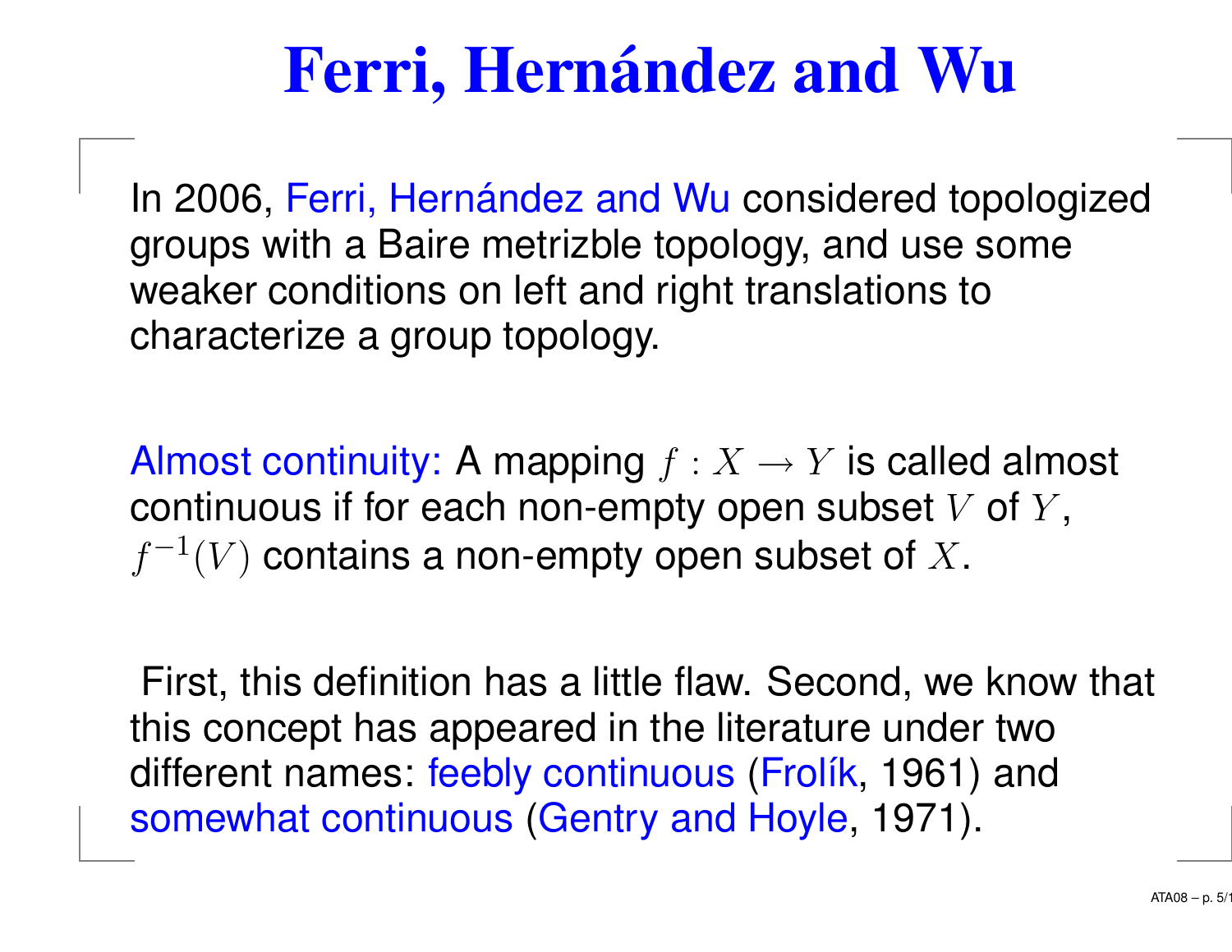# Ferri, Hernández and Wu

In 2006, Ferri, Hernández and Wu considered topologized groups with a Baire metrizble topology, and use some weaker conditions on left and right translations to characterize a group topology.

Almost continuity: A mapping $f : X \to Y$ is called almost continuous if for each non-empty open subset $V$ of $Y$, $f^{-1}(V)$ contains a non-empty open subset of $X$.

First, this definition has a little flaw. Second, we know that this concept has appeared in the literature under two different names: feebly continuous (Frolík, 1961) and somewhat continuous (Gentry and Hoyle, 1971).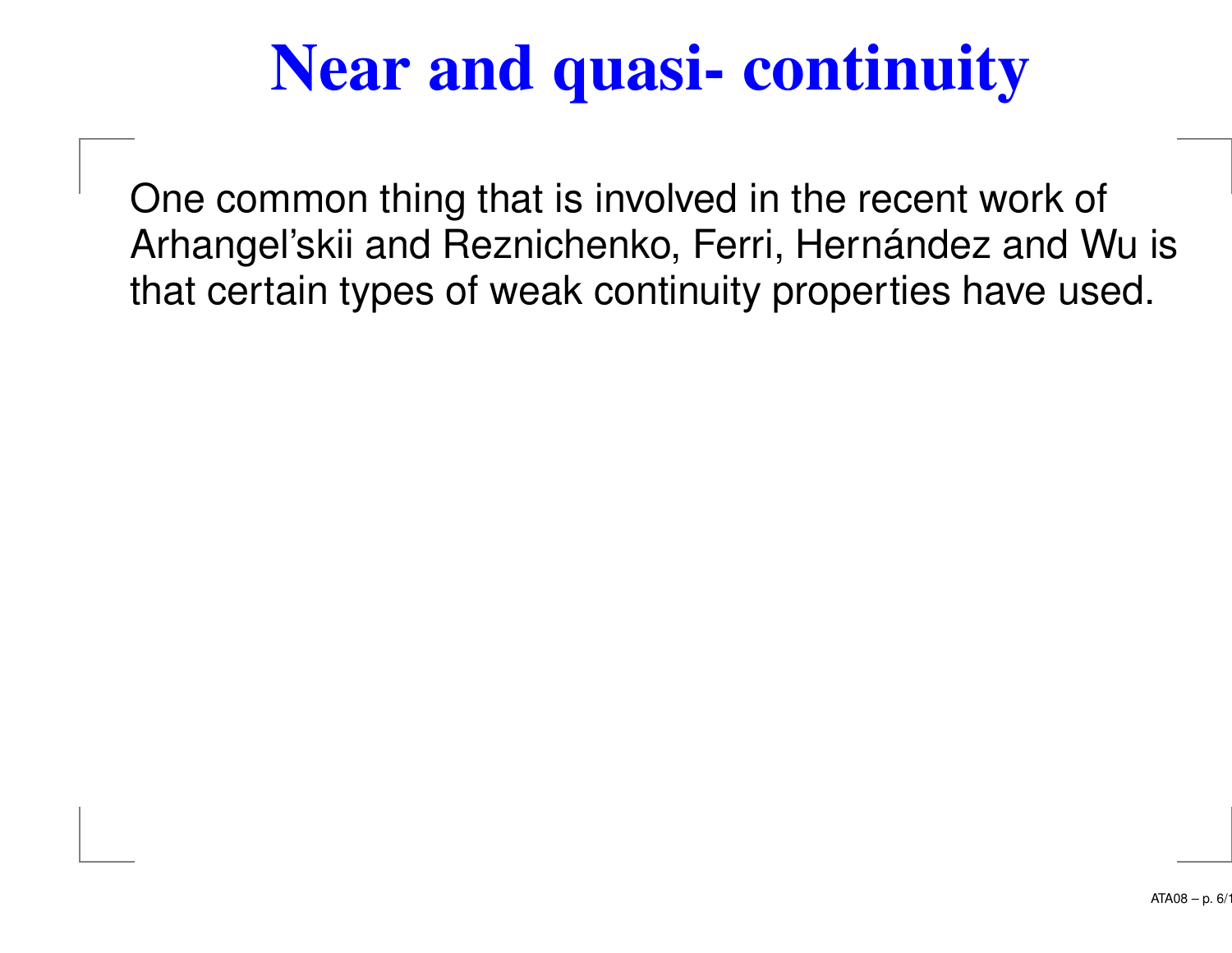# Near and quasi- continuity

One common thing that is involved in the recent work of Arhangel'skii and Reznichenko, Ferri, Hernández and Wu is that certain types of weak continuity properties have used.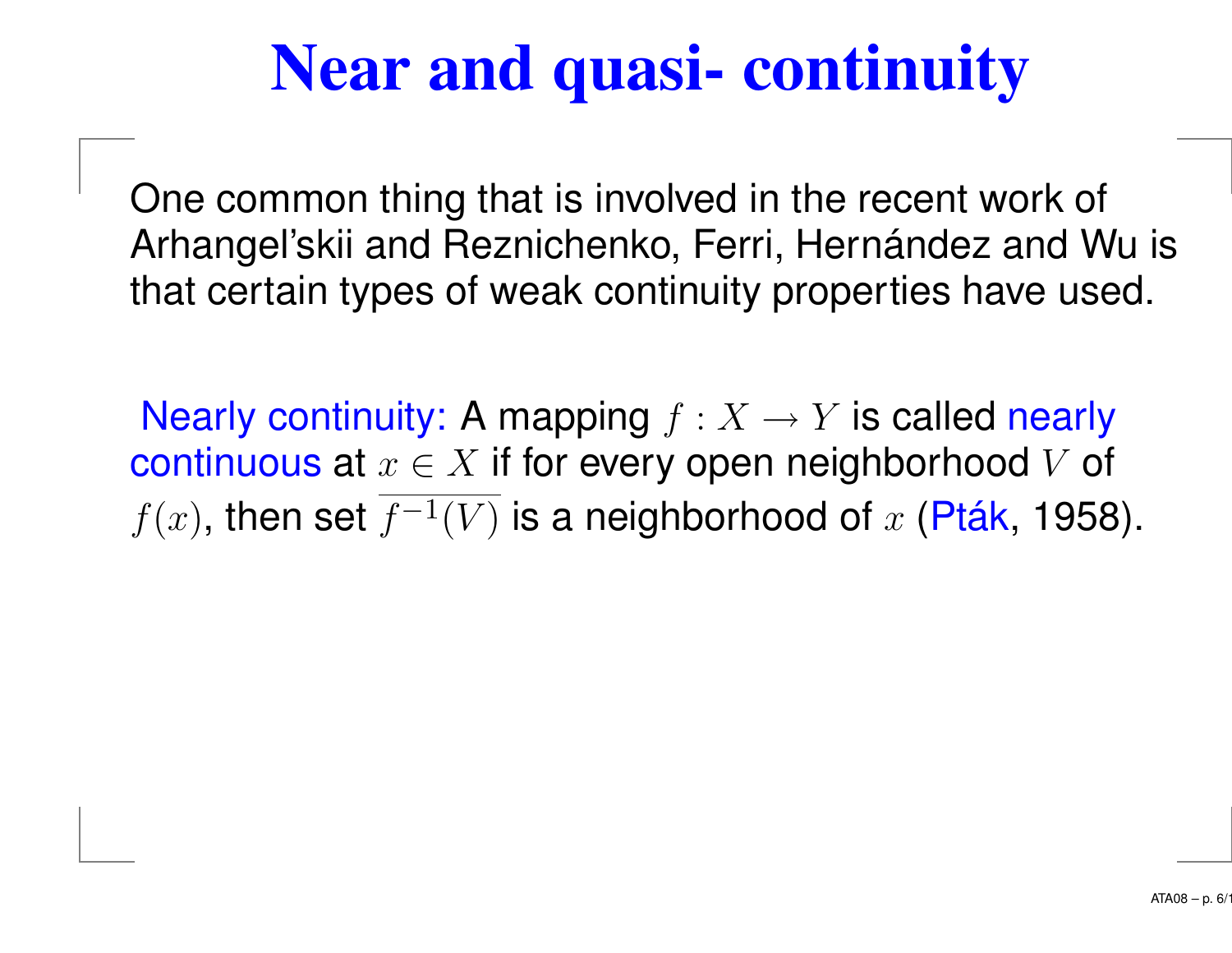# Near and quasi- continuity

One common thing that is involved in the recent work of Arhangel'skii and Reznichenko, Ferri, Hernández and Wu is that certain types of weak continuity properties have used.

Nearly continuity: A mapping $f : X \to Y$ is called nearly continuous at $x \in X$ if for every open neighborhood $V$ of $f(x)$, then set $\overline{f^{-1}(V)}$ is a neighborhood of $x$ (Pták, 1958).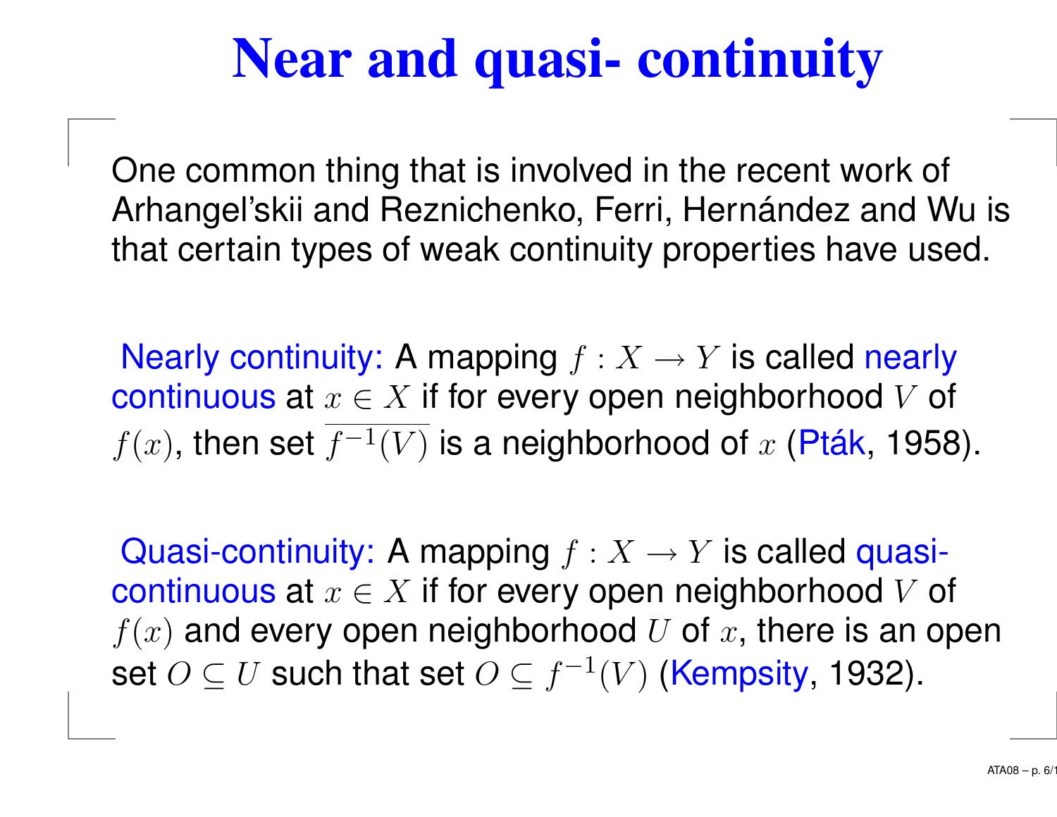# Near and quasi- continuity

One common thing that is involved in the recent work of Arhangel'skii and Reznichenko, Ferri, Hernández and Wu is that certain types of weak continuity properties have used.

Nearly continuity: A mapping $f : X \to Y$ is called nearly continuous at $x \in X$ if for every open neighborhood $V$ of $f(x)$, then set $\overline{f^{-1}(V)}$ is a neighborhood of $x$ (Pták, 1958).

Quasi-continuity: A mapping $f : X \to Y$ is called quasi-continuous at $x \in X$ if for every open neighborhood $V$ of $f(x)$ and every open neighborhood $U$ of $x$, there is an open set $O \subseteq U$ such that set $O \subseteq f^{-1}(V)$ (Kempsity, 1932).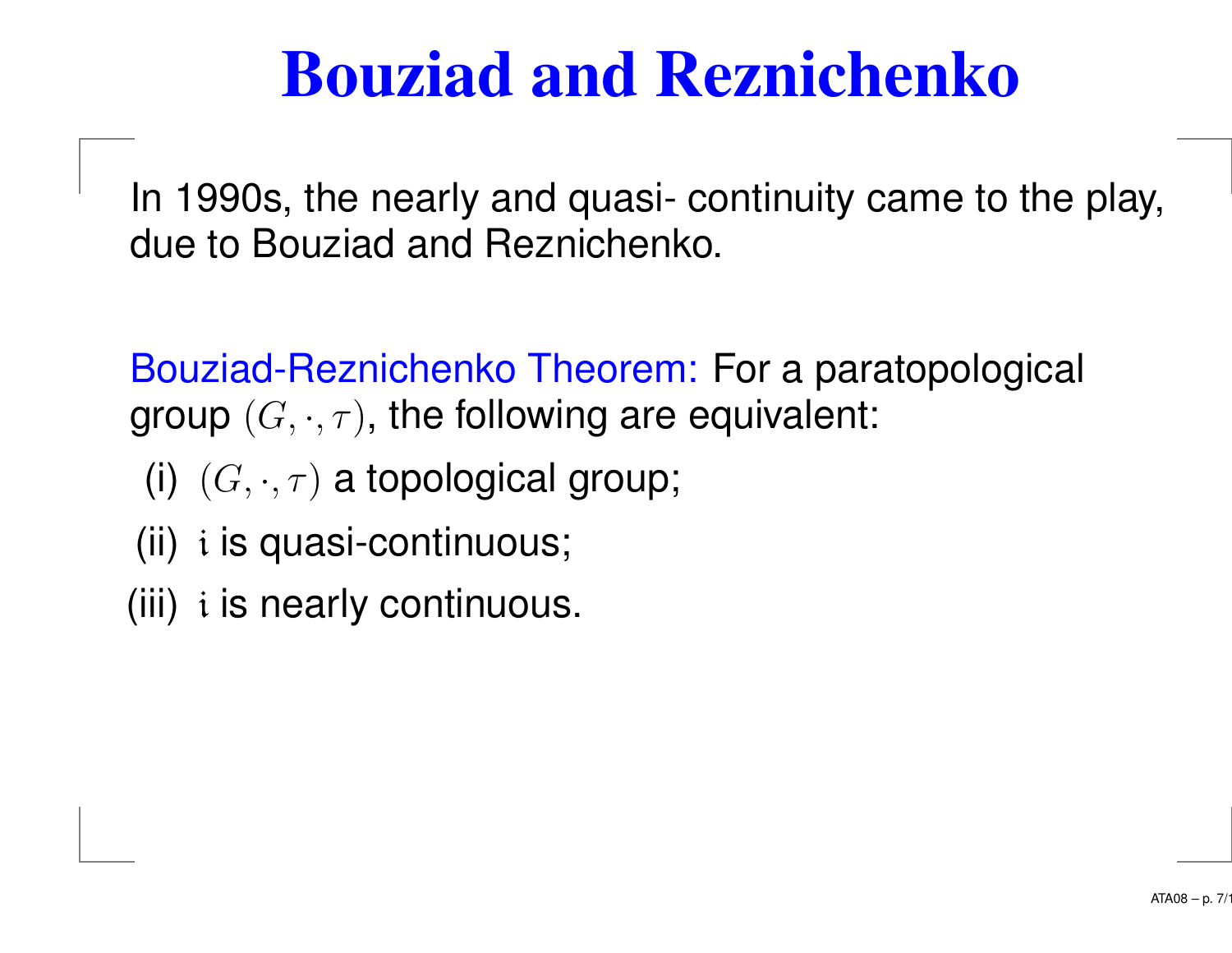# Bouziad and Reznichenko

In 1990s, the nearly and quasi- continuity came to the play, due to Bouziad and Reznichenko.

Bouziad-Reznichenko Theorem: For a paratopological group $(G, \cdot, \tau)$, the following are equivalent:

(i) $(G, \cdot, \tau)$ a topological group;

(ii) $\imath$ is quasi-continuous;

(iii) $\imath$ is nearly continuous.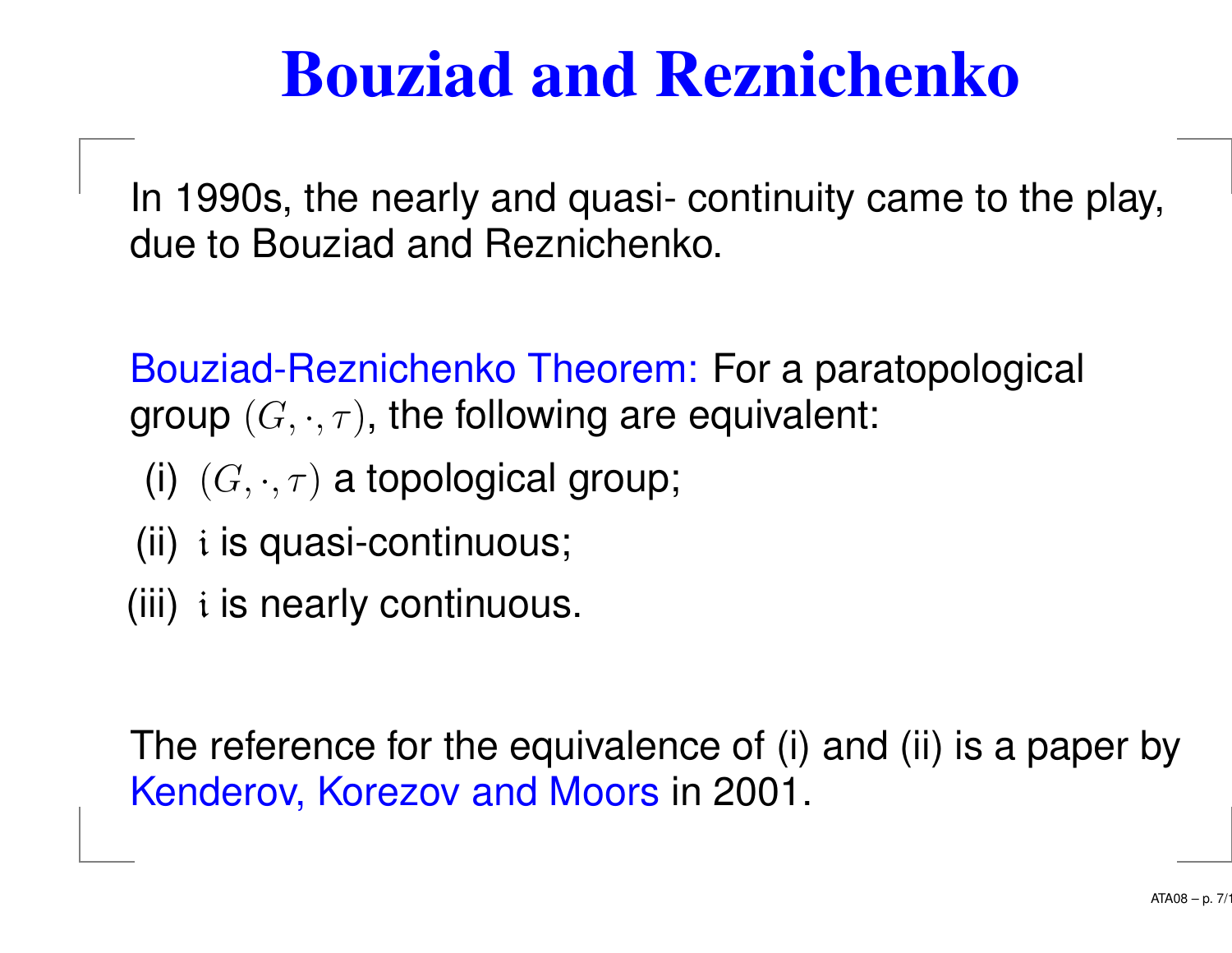# Bouziad and Reznichenko

In 1990s, the nearly and quasi- continuity came to the play, due to Bouziad and Reznichenko.

Bouziad-Reznichenko Theorem: For a paratopological group $(G, \cdot, \tau)$, the following are equivalent:

(i) $(G, \cdot, \tau)$ a topological group;

(ii) $\imath$ is quasi-continuous;

(iii) $\imath$ is nearly continuous.

The reference for the equivalence of (i) and (ii) is a paper by Kenderov, Korezov and Moors in 2001.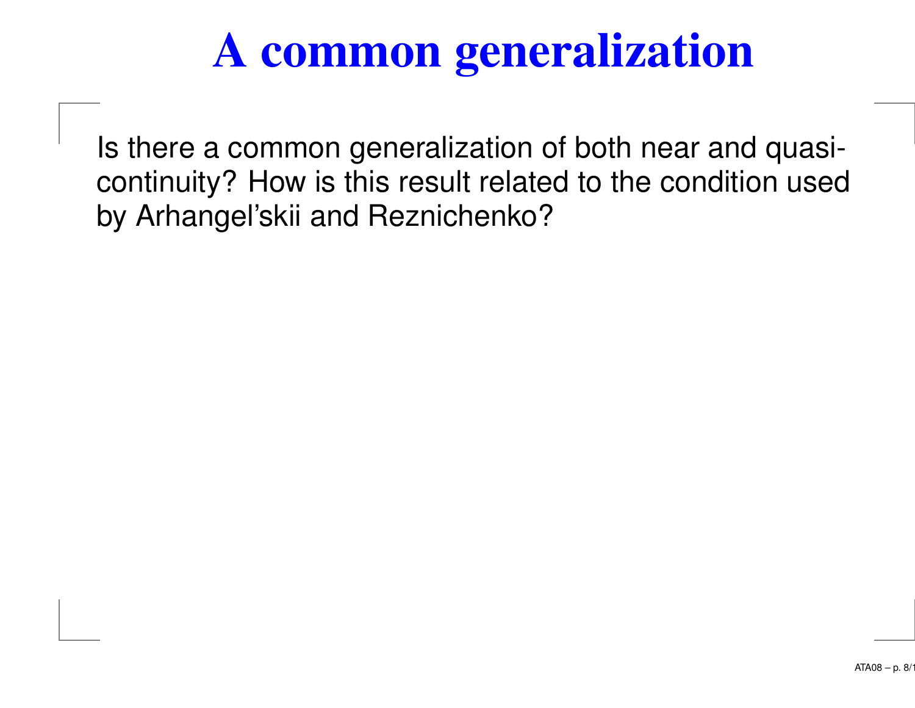# A common generalization

Is there a common generalization of both near and quasi-continuity? How is this result related to the condition used by Arhangel'skii and Reznichenko?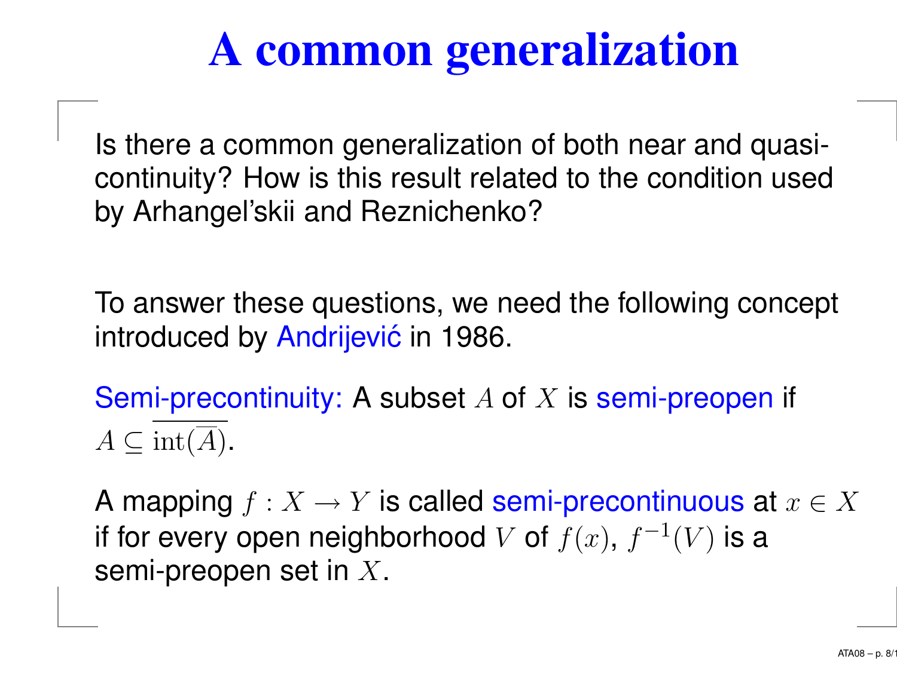# A common generalization

Is there a common generalization of both near and quasi-continuity? How is this result related to the condition used by Arhangel'skii and Reznichenko?

To answer these questions, we need the following concept introduced by Andrijević in 1986.

Semi-precontinuity: A subset $A$ of $X$ is semi-preopen if $A \subseteq \overline{\text{int}(\overline{A})}$.

A mapping $f : X \to Y$ is called semi-precontinuous at $x \in X$ if for every open neighborhood $V$ of $f(x)$, $f^{-1}(V)$ is a semi-preopen set in $X$.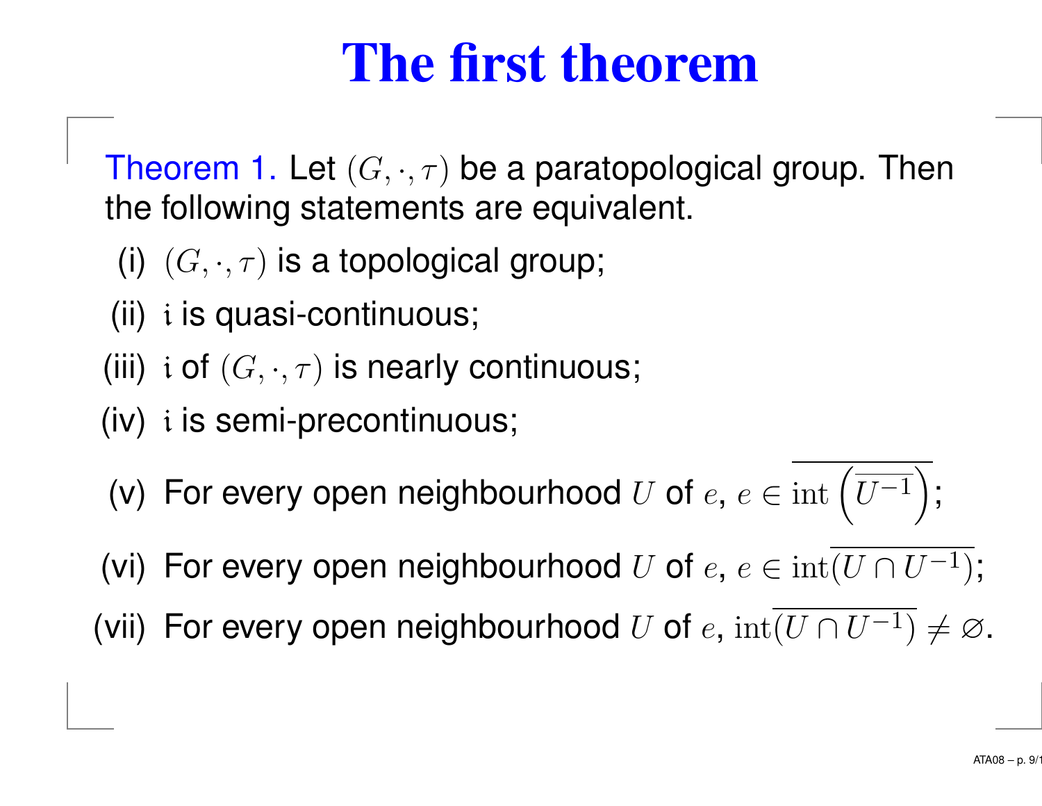# The first theorem

Theorem 1. Let $(G, \cdot, \tau)$ be a paratopological group. Then the following statements are equivalent.

(i) $(G, \cdot, \tau)$ is a topological group;

(ii) $\mathrm{i}$ is quasi-continuous;

(iii) $\mathrm{i}$ of $(G, \cdot, \tau)$ is nearly continuous;

(iv) $\mathrm{i}$ is semi-precontinuous;

(v) For every open neighbourhood $U$ of $e$, $e \in \overline{\mathrm{int}\left(\overline{U^{-1}}\right)}$;

(vi) For every open neighbourhood $U$ of $e$, $e \in \mathrm{int}\overline{(U \cap U^{-1})}$;

(vii) For every open neighbourhood $U$ of $e$, $\mathrm{int}\overline{(U \cap U^{-1})} \neq \varnothing$.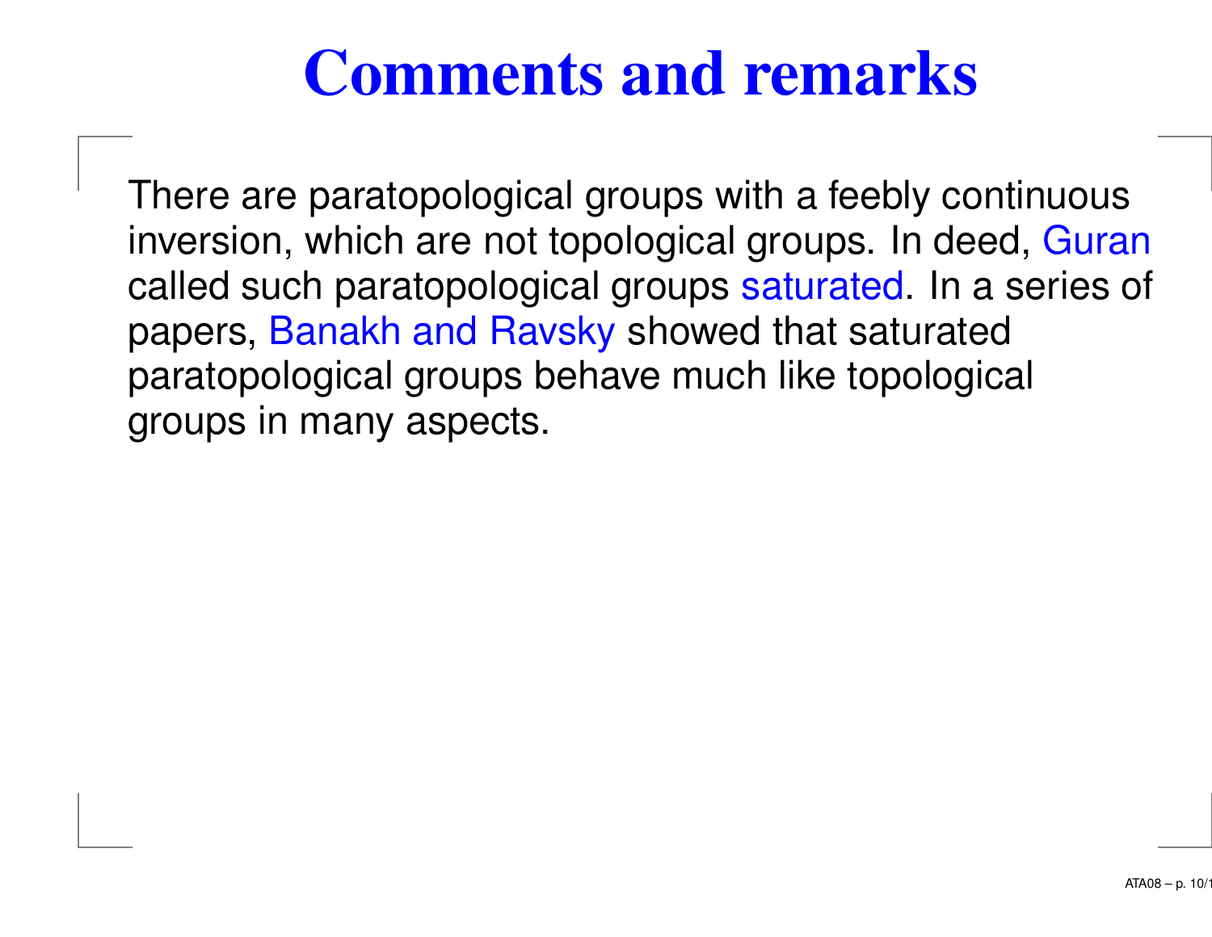# Comments and remarks

There are paratopological groups with a feebly continuous inversion, which are not topological groups. In deed, Guran called such paratopological groups saturated. In a series of papers, Banakh and Ravsky showed that saturated paratopological groups behave much like topological groups in many aspects.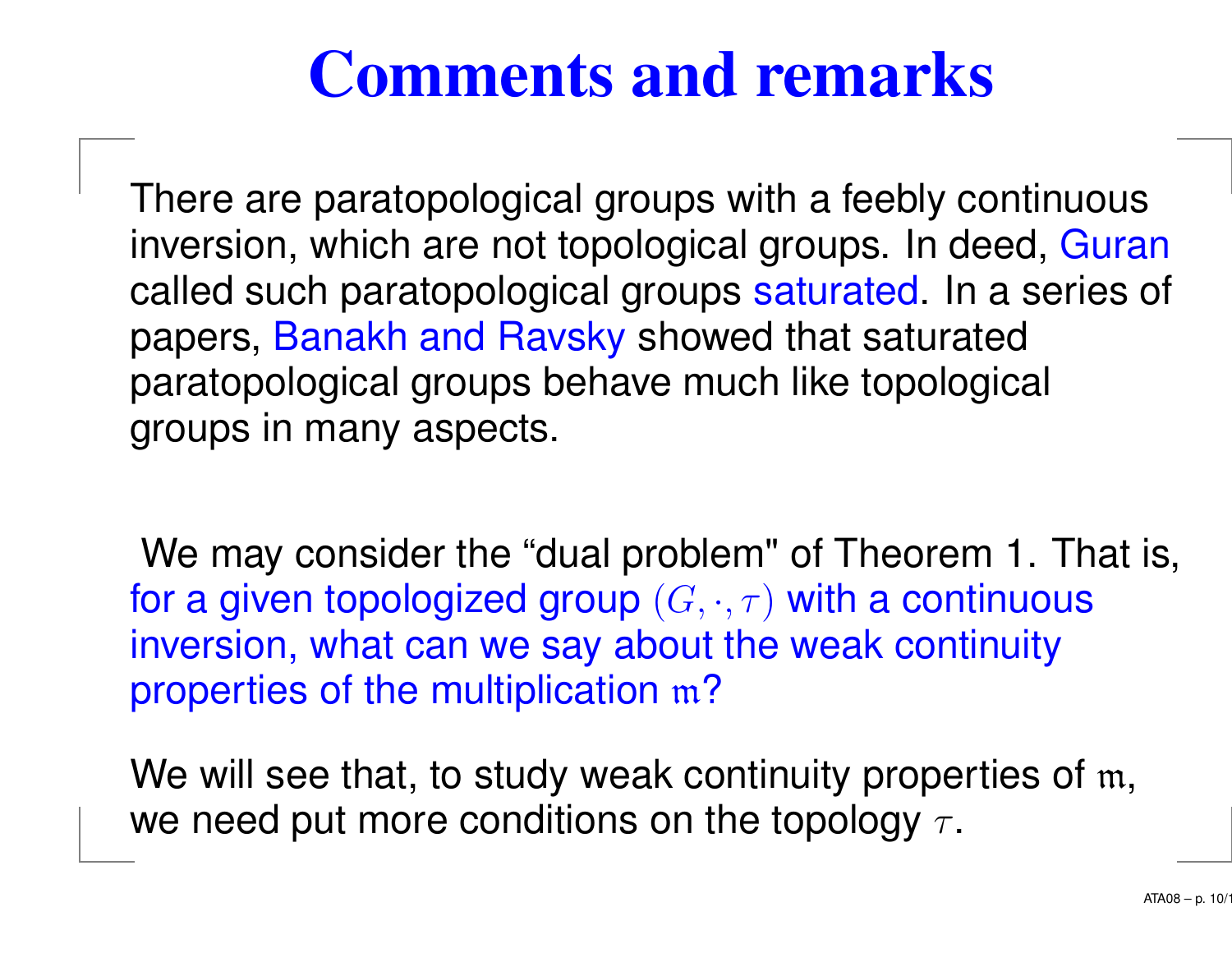# Comments and remarks

There are paratopological groups with a feebly continuous inversion, which are not topological groups. In deed, Guran called such paratopological groups saturated. In a series of papers, Banakh and Ravsky showed that saturated paratopological groups behave much like topological groups in many aspects.

We may consider the “dual problem" of Theorem 1. That is, for a given topologized group $(G, \cdot, \tau)$ with a continuous inversion, what can we say about the weak continuity properties of the multiplication $\mathfrak{m}$?

We will see that, to study weak continuity properties of $\mathfrak{m}$, we need put more conditions on the topology $\tau$.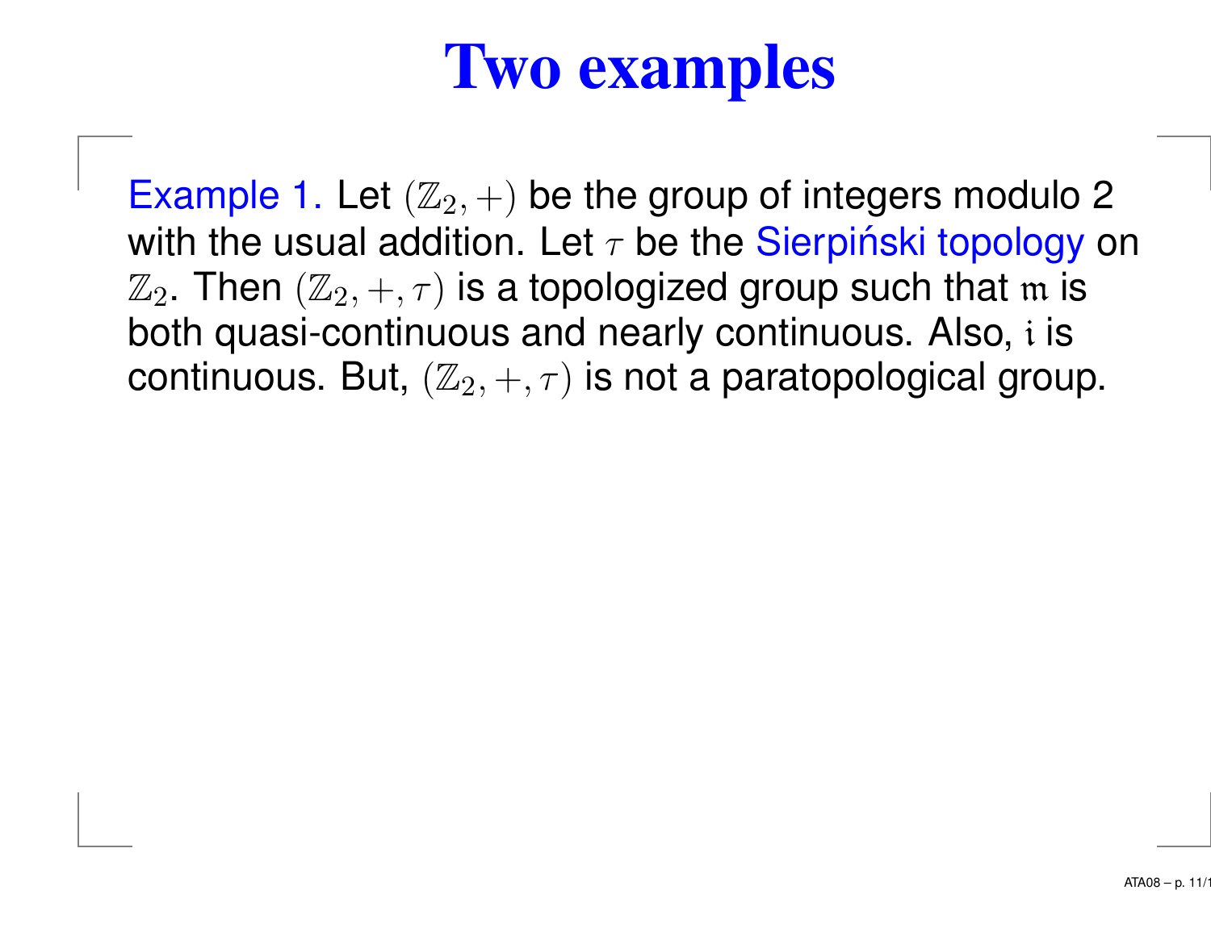# Two examples

Example 1. Let $(\mathbb{Z}_2, +)$ be the group of integers modulo 2 with the usual addition. Let $\tau$ be the Sierpiński topology on $\mathbb{Z}_2$. Then $(\mathbb{Z}_2, +, \tau)$ is a topologized group such that $\mathfrak{m}$ is both quasi-continuous and nearly continuous. Also, $\mathfrak{i}$ is continuous. But, $(\mathbb{Z}_2, +, \tau)$ is not a paratopological group.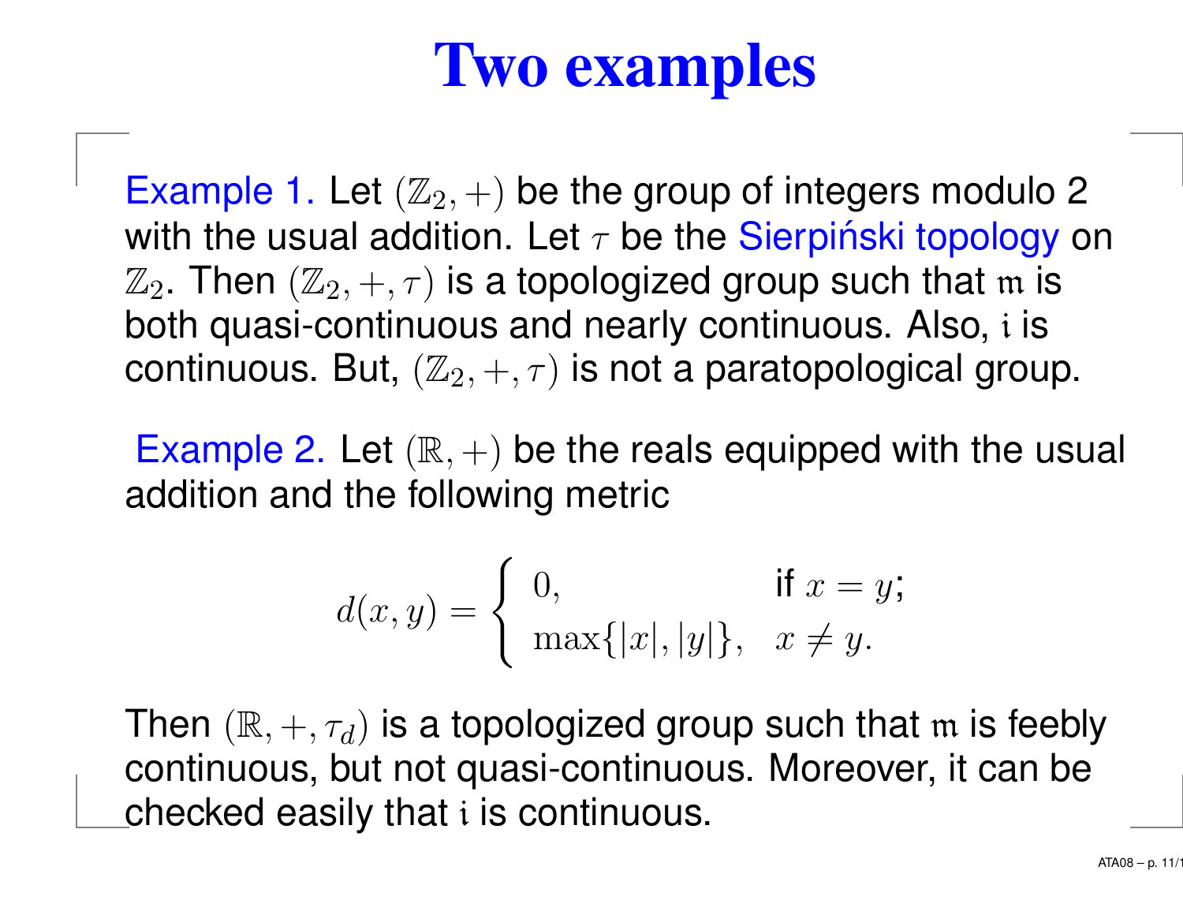# Two examples

Example 1. Let $(\mathbb{Z}_2, +)$ be the group of integers modulo 2 with the usual addition. Let $\tau$ be the Sierpiński topology on $\mathbb{Z}_2$. Then $(\mathbb{Z}_2, +, \tau)$ is a topologized group such that $\mathfrak{m}$ is both quasi-continuous and nearly continuous. Also, $\mathfrak{i}$ is continuous. But, $(\mathbb{Z}_2, +, \tau)$ is not a paratopological group.

Example 2. Let $(\mathbb{R}, +)$ be the reals equipped with the usual addition and the following metric

$$d(x,y) = \begin{cases} 0, & \text{if } x = y; \\ \max\{|x|, |y|\}, & x \neq y. \end{cases}$$

Then $(\mathbb{R}, +, \tau_d)$ is a topologized group such that $\mathfrak{m}$ is feebly continuous, but not quasi-continuous. Moreover, it can be checked easily that $\mathfrak{i}$ is continuous.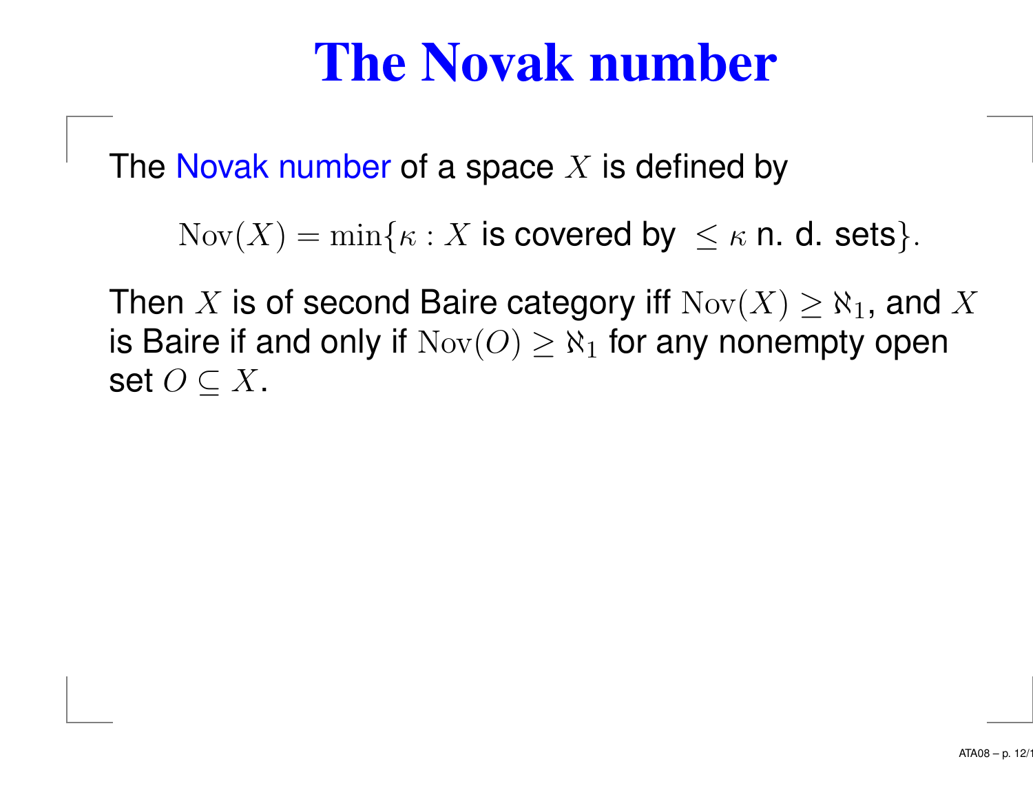# The Novak number

The Novak number of a space $X$ is defined by

$$\mathrm{Nov}(X) = \min\{\kappa : X \text{ is covered by } \leq \kappa \text{ n. d. sets}\}.$$

Then $X$ is of second Baire category iff $\mathrm{Nov}(X) \geq \aleph_1$, and $X$ is Baire if and only if $\mathrm{Nov}(O) \geq \aleph_1$ for any nonempty open set $O \subseteq X$.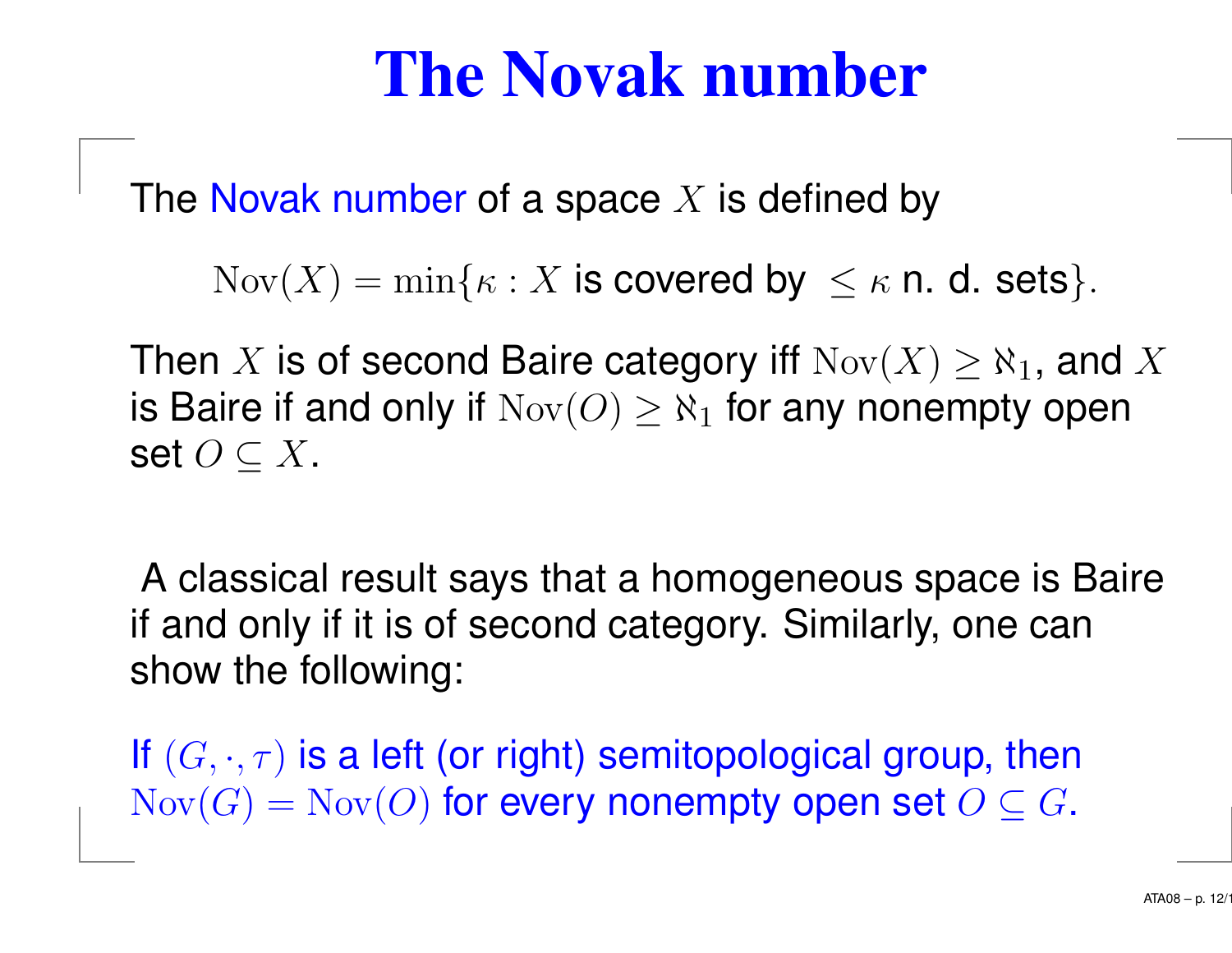# The Novak number

The Novak number of a space $X$ is defined by

$$\mathrm{Nov}(X) = \min\{\kappa : X \text{ is covered by } \leq \kappa \text{ n. d. sets}\}.$$

Then $X$ is of second Baire category iff $\mathrm{Nov}(X) \geq \aleph_1$, and $X$ is Baire if and only if $\mathrm{Nov}(O) \geq \aleph_1$ for any nonempty open set $O \subseteq X$.

A classical result says that a homogeneous space is Baire if and only if it is of second category. Similarly, one can show the following:

If $(G, \cdot, \tau)$ is a left (or right) semitopological group, then $\mathrm{Nov}(G) = \mathrm{Nov}(O)$ for every nonempty open set $O \subseteq G$.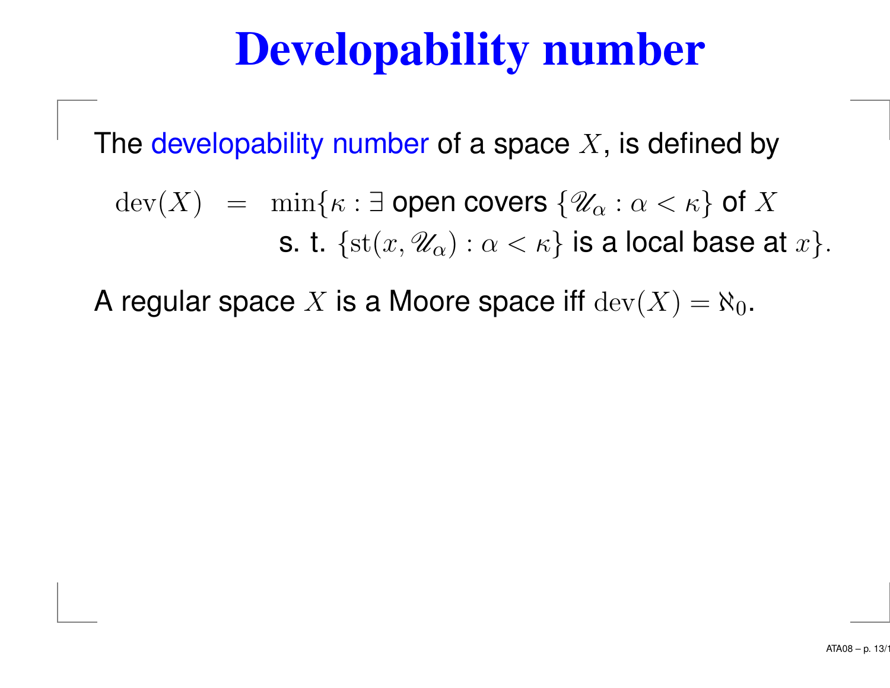# Developability number

The developability number of a space $X$, is defined by

$$\begin{aligned}\mathrm{dev}(X) &= \min\{\kappa : \exists \text{ open covers } \{\mathscr{U}_\alpha : \alpha < \kappa\} \text{ of } X \\ &\qquad \text{s. t. } \{\mathrm{st}(x, \mathscr{U}_\alpha) : \alpha < \kappa\} \text{ is a local base at } x\}.\end{aligned}$$

A regular space $X$ is a Moore space iff $\mathrm{dev}(X) = \aleph_0$.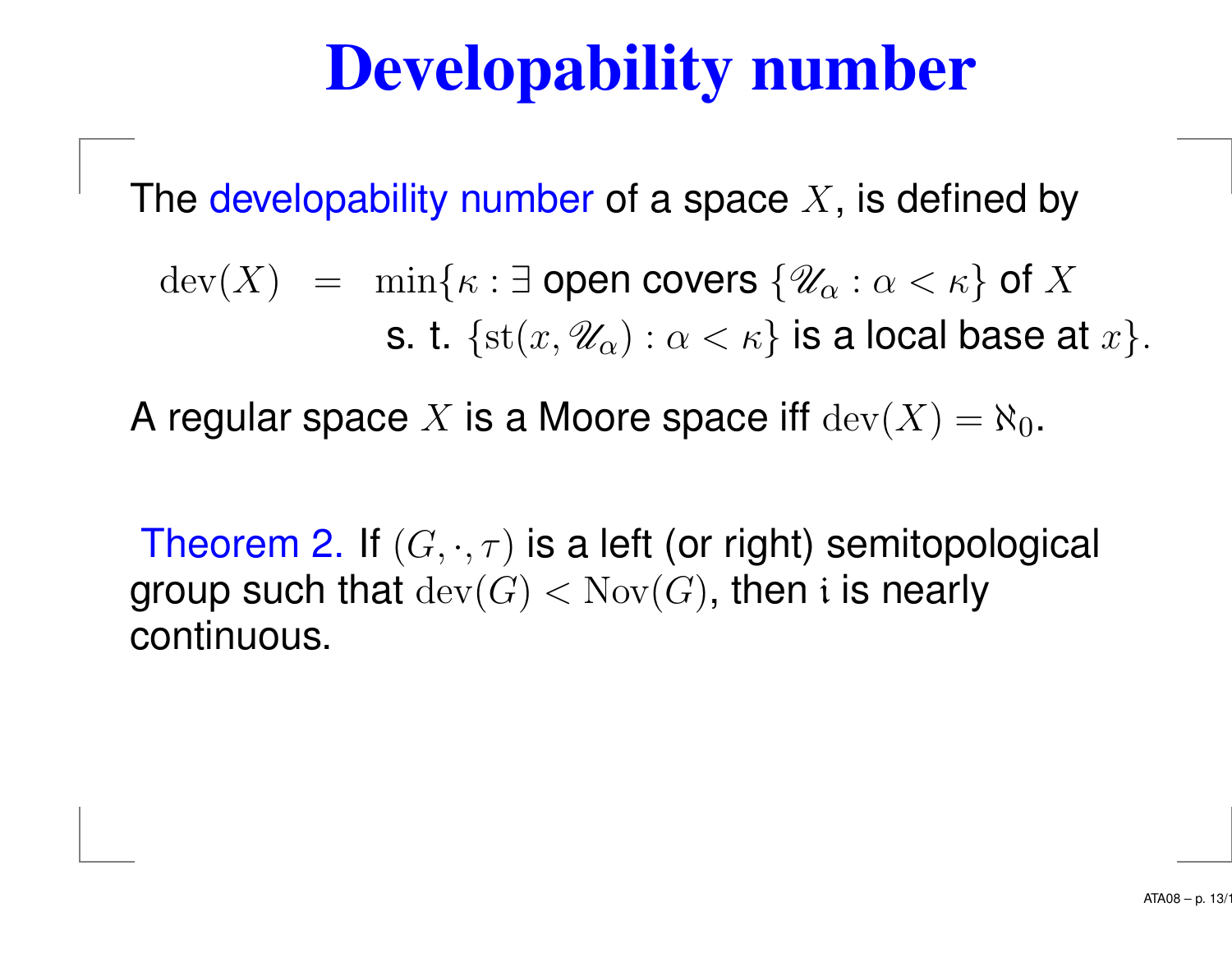# Developability number

The developability number of a space $X$, is defined by

$$\begin{aligned}\operatorname{dev}(X) &= \min\{\kappa : \exists \text{ open covers } \{\mathscr{U}_\alpha : \alpha < \kappa\} \text{ of } X \\ &\qquad \text{s. t. } \{\operatorname{st}(x, \mathscr{U}_\alpha) : \alpha < \kappa\} \text{ is a local base at } x\}.\end{aligned}$$

A regular space $X$ is a Moore space iff $\operatorname{dev}(X) = \aleph_0$.

Theorem 2. If $(G, \cdot, \tau)$ is a left (or right) semitopological group such that $\operatorname{dev}(G) < \operatorname{Nov}(G)$, then $\mathfrak{i}$ is nearly continuous.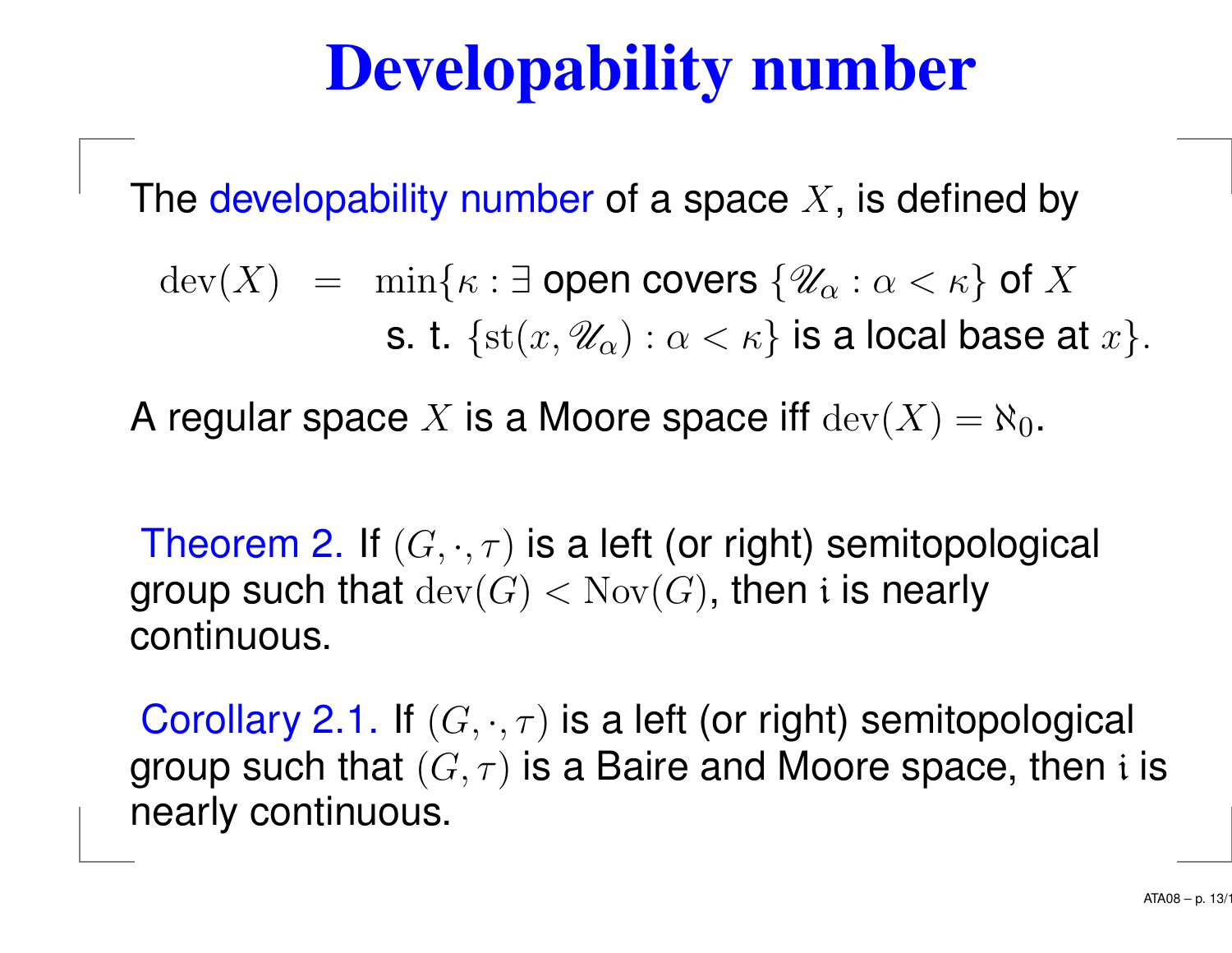# Developability number

The developability number of a space $X$, is defined by

$$
\begin{aligned}
\mathrm{dev}(X) &= \min\{\kappa : \exists \text{ open covers } \{\mathscr{U}_\alpha : \alpha < \kappa\} \text{ of } X \\
&\qquad \text{s. t. } \{\mathrm{st}(x, \mathscr{U}_\alpha) : \alpha < \kappa\} \text{ is a local base at } x\}.
\end{aligned}
$$

A regular space $X$ is a Moore space iff $\mathrm{dev}(X) = \aleph_0$.

**Theorem 2.** If $(G, \cdot, \tau)$ is a left (or right) semitopological group such that $\mathrm{dev}(G) < \mathrm{Nov}(G)$, then $\mathfrak{i}$ is nearly continuous.

**Corollary 2.1.** If $(G, \cdot, \tau)$ is a left (or right) semitopological group such that $(G, \tau)$ is a Baire and Moore space, then $\mathfrak{i}$ is nearly continuous.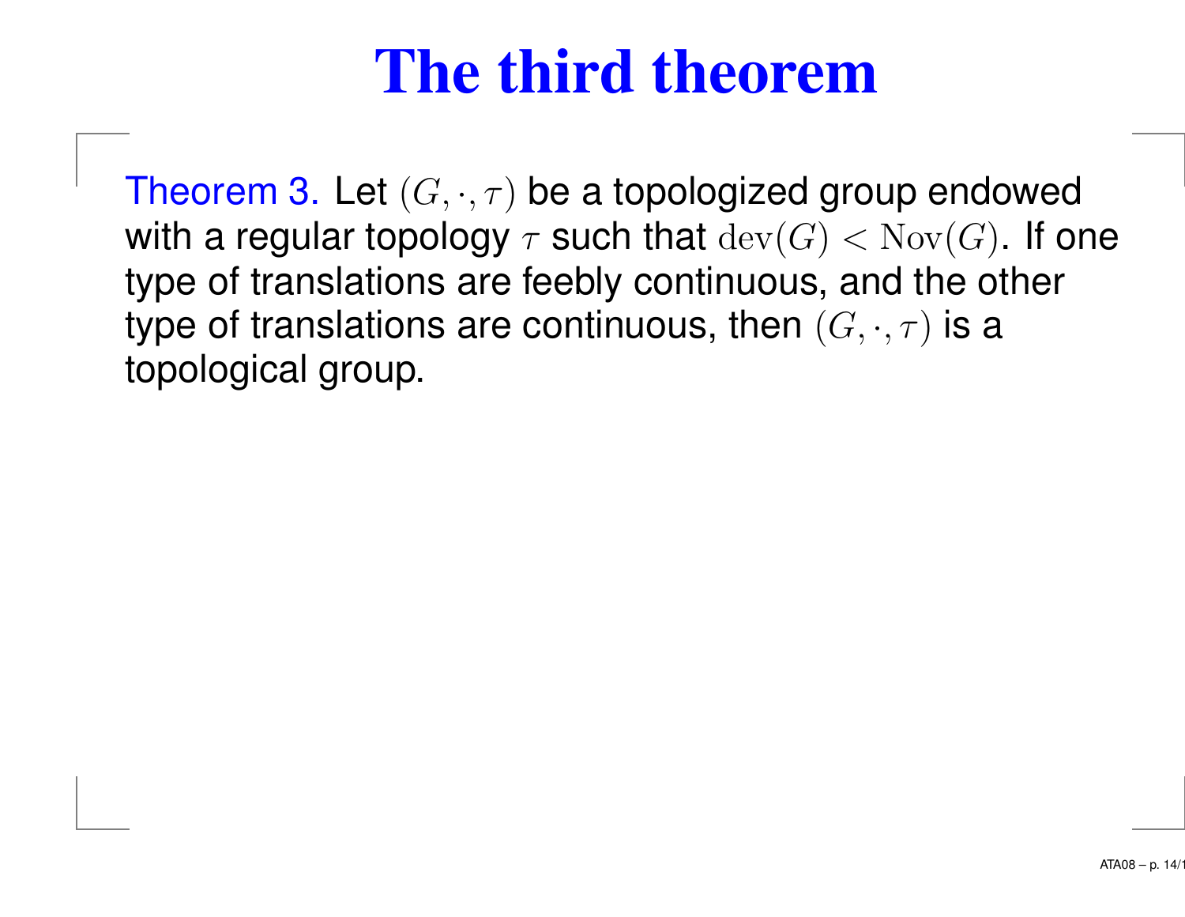# The third theorem

Theorem 3. Let $(G, \cdot, \tau)$ be a topologized group endowed with a regular topology $\tau$ such that $\mathrm{dev}(G) < \mathrm{Nov}(G)$. If one type of translations are feebly continuous, and the other type of translations are continuous, then $(G, \cdot, \tau)$ is a topological group.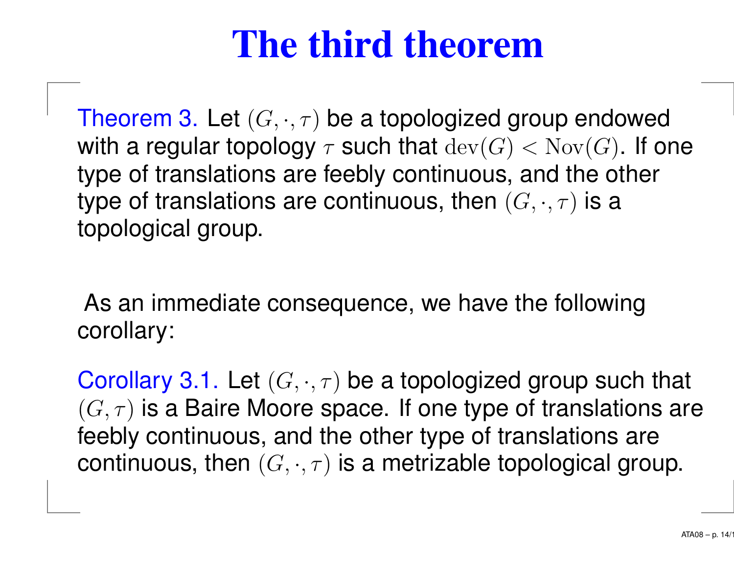# The third theorem

Theorem 3. Let $(G, \cdot, \tau)$ be a topologized group endowed with a regular topology $\tau$ such that $\mathrm{dev}(G) < \mathrm{Nov}(G)$. If one type of translations are feebly continuous, and the other type of translations are continuous, then $(G, \cdot, \tau)$ is a topological group.

As an immediate consequence, we have the following corollary:

Corollary 3.1. Let $(G, \cdot, \tau)$ be a topologized group such that $(G, \tau)$ is a Baire Moore space. If one type of translations are feebly continuous, and the other type of translations are continuous, then $(G, \cdot, \tau)$ is a metrizable topological group.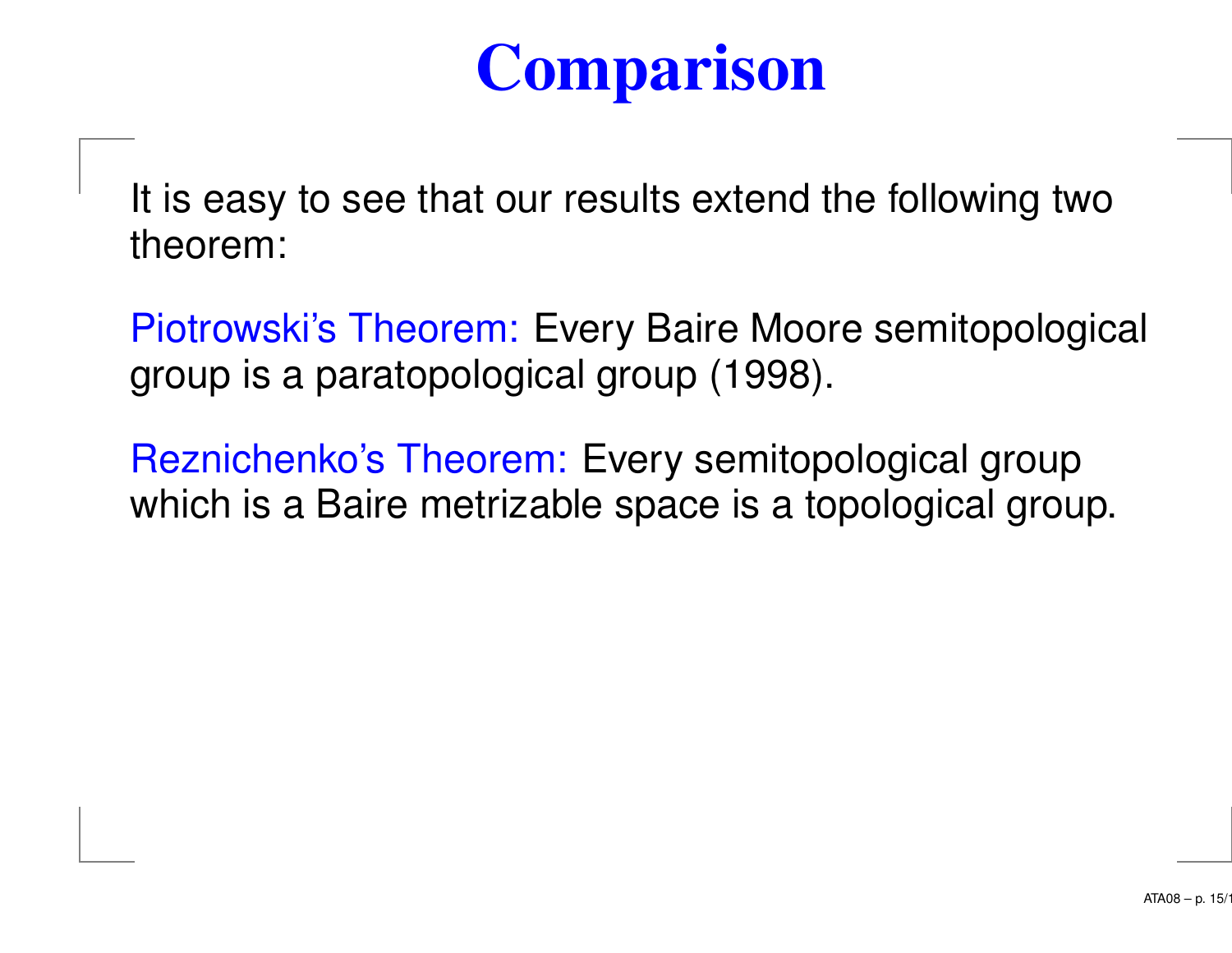# Comparison

It is easy to see that our results extend the following two theorem:

Piotrowski's Theorem: Every Baire Moore semitopological group is a paratopological group (1998).

Reznichenko's Theorem: Every semitopological group which is a Baire metrizable space is a topological group.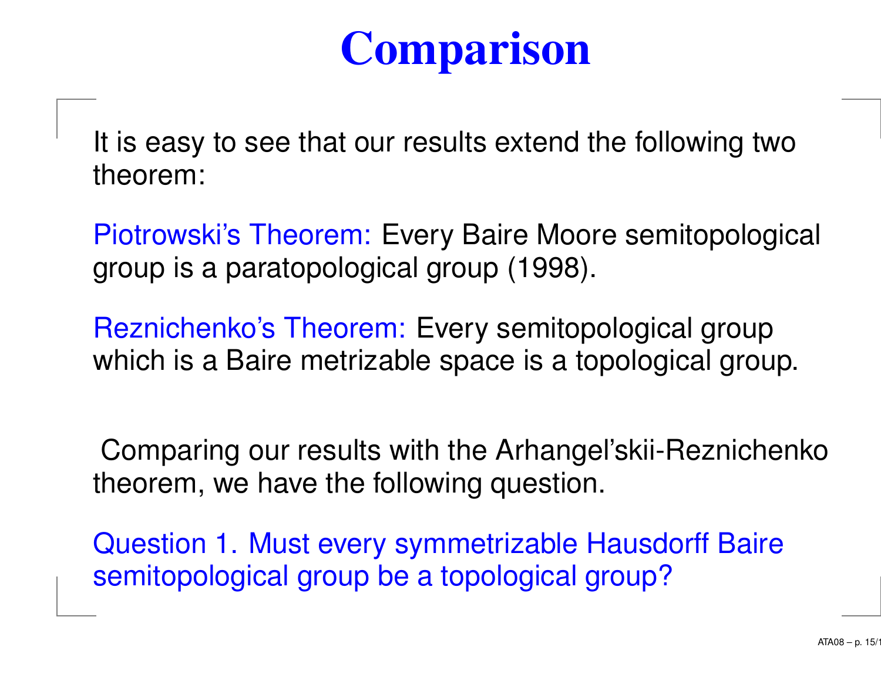# Comparison

It is easy to see that our results extend the following two theorem:

Piotrowski's Theorem: Every Baire Moore semitopological group is a paratopological group (1998).

Reznichenko's Theorem: Every semitopological group which is a Baire metrizable space is a topological group.

Comparing our results with the Arhangel'skii-Reznichenko theorem, we have the following question.

Question 1. Must every symmetrizable Hausdorff Baire semitopological group be a topological group?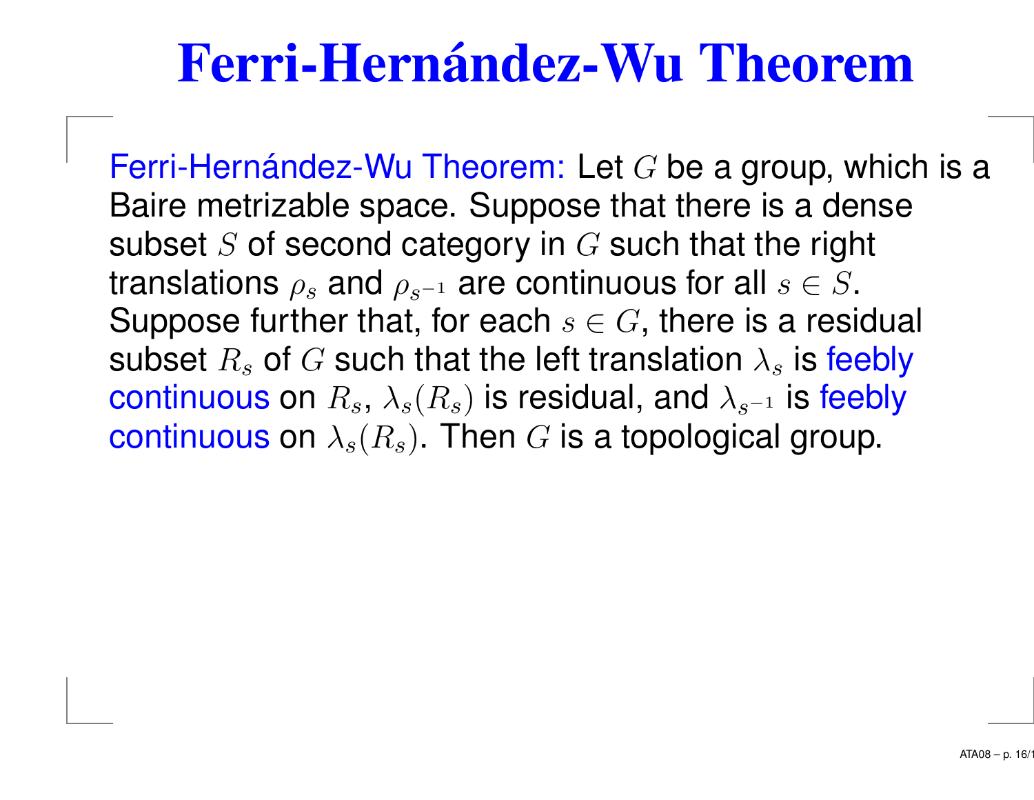# Ferri-Hernández-Wu Theorem

Ferri-Hernández-Wu Theorem: Let $G$ be a group, which is a Baire metrizable space. Suppose that there is a dense subset $S$ of second category in $G$ such that the right translations $\rho_s$ and $\rho_{s^{-1}}$ are continuous for all $s \in S$. Suppose further that, for each $s \in G$, there is a residual subset $R_s$ of $G$ such that the left translation $\lambda_s$ is feebly continuous on $R_s$, $\lambda_s(R_s)$ is residual, and $\lambda_{s^{-1}}$ is feebly continuous on $\lambda_s(R_s)$. Then $G$ is a topological group.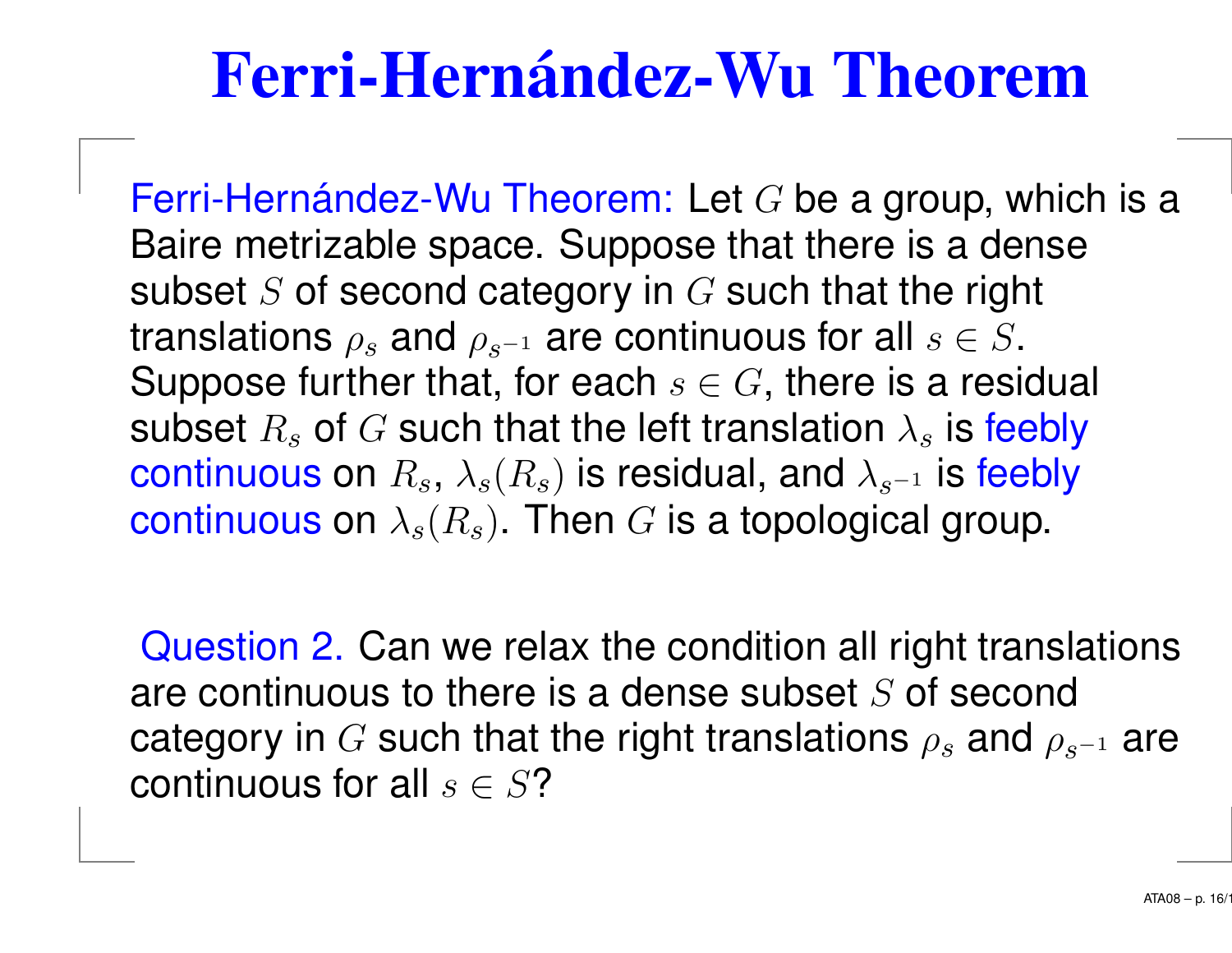# Ferri-Hernández-Wu Theorem

Ferri-Hernández-Wu Theorem: Let $G$ be a group, which is a Baire metrizable space. Suppose that there is a dense subset $S$ of second category in $G$ such that the right translations $\rho_s$ and $\rho_{s^{-1}}$ are continuous for all $s \in S$. Suppose further that, for each $s \in G$, there is a residual subset $R_s$ of $G$ such that the left translation $\lambda_s$ is feebly continuous on $R_s$, $\lambda_s(R_s)$ is residual, and $\lambda_{s^{-1}}$ is feebly continuous on $\lambda_s(R_s)$. Then $G$ is a topological group.

Question 2. Can we relax the condition all right translations are continuous to there is a dense subset $S$ of second category in $G$ such that the right translations $\rho_s$ and $\rho_{s^{-1}}$ are continuous for all $s \in S$?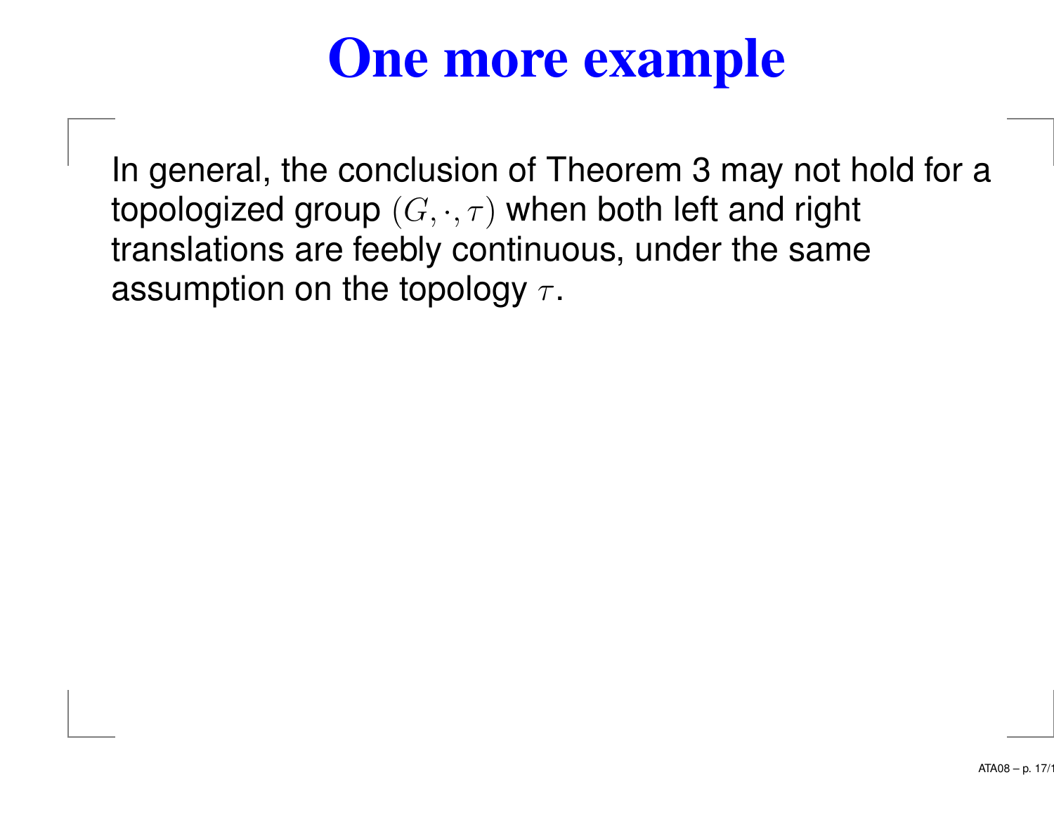# One more example

In general, the conclusion of Theorem 3 may not hold for a topologized group $(G, \cdot, \tau)$ when both left and right translations are feebly continuous, under the same assumption on the topology $\tau$.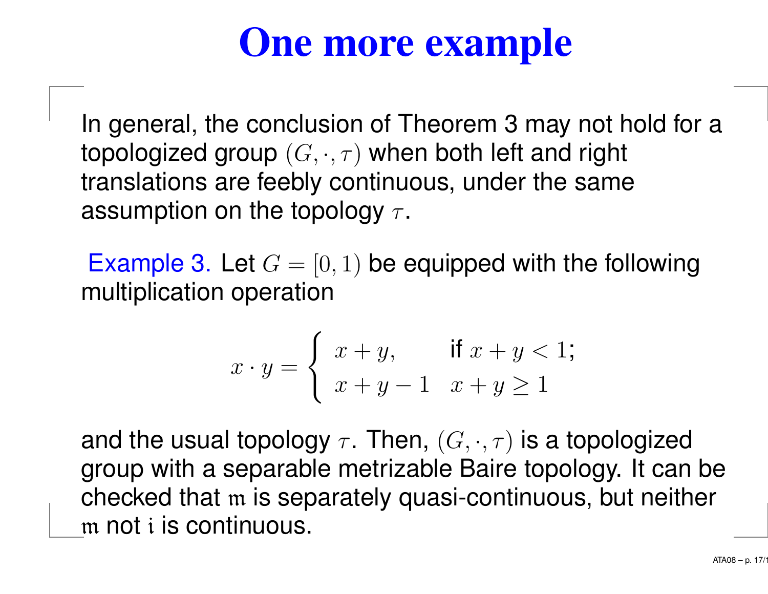# One more example

In general, the conclusion of Theorem 3 may not hold for a topologized group $(G, \cdot, \tau)$ when both left and right translations are feebly continuous, under the same assumption on the topology $\tau$.

Example 3. Let $G = [0, 1)$ be equipped with the following multiplication operation

$$x \cdot y = \begin{cases} x + y, & \text{if } x + y < 1; \\ x + y - 1 & x + y \geq 1 \end{cases}$$

and the usual topology $\tau$. Then, $(G, \cdot, \tau)$ is a topologized group with a separable metrizable Baire topology. It can be checked that $\mathfrak{m}$ is separately quasi-continuous, but neither $\mathfrak{m}$ not $\mathfrak{i}$ is continuous.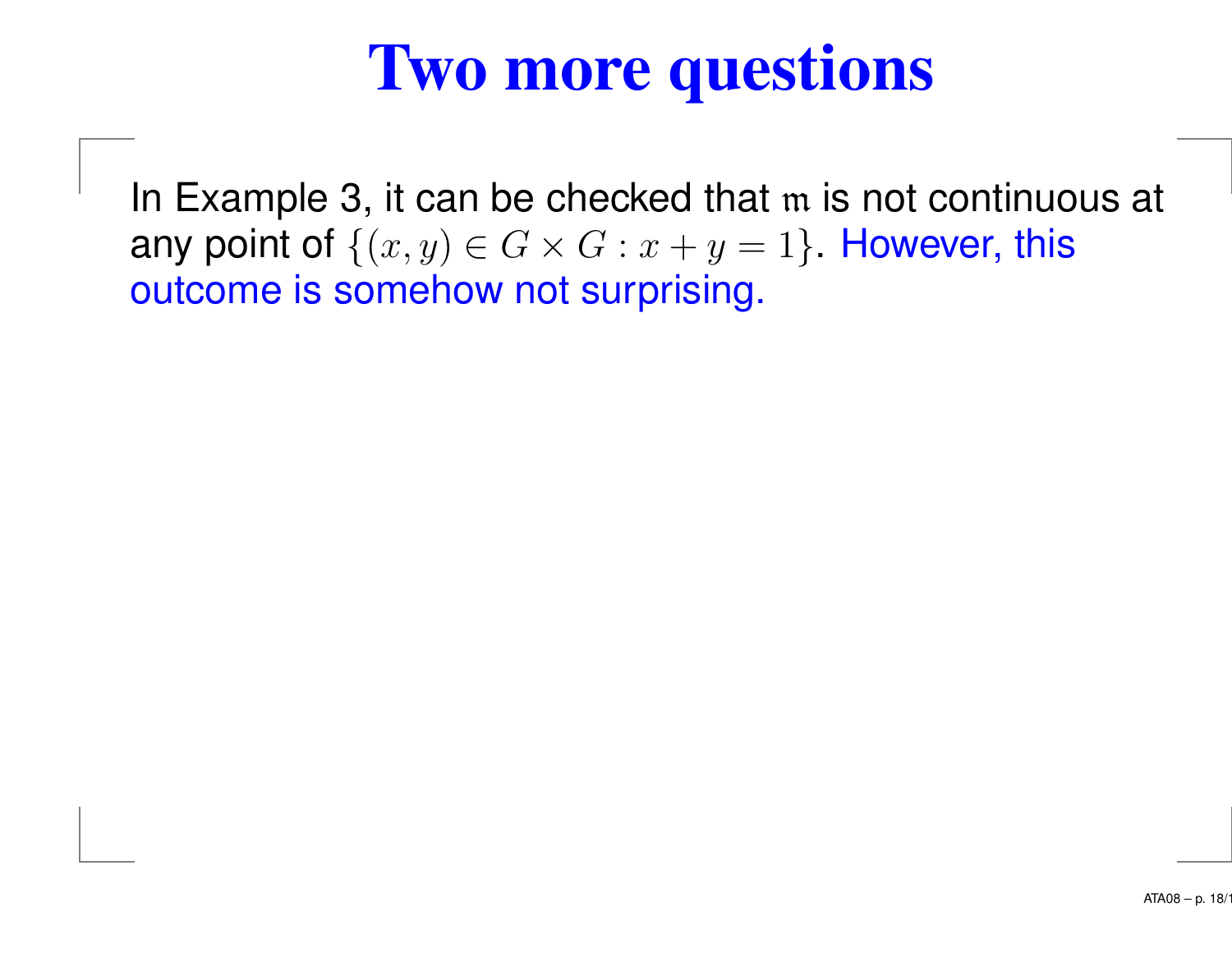# Two more questions

In Example 3, it can be checked that $\mathfrak{m}$ is not continuous at any point of $\{(x, y) \in G \times G : x + y = 1\}$. However, this outcome is somehow not surprising.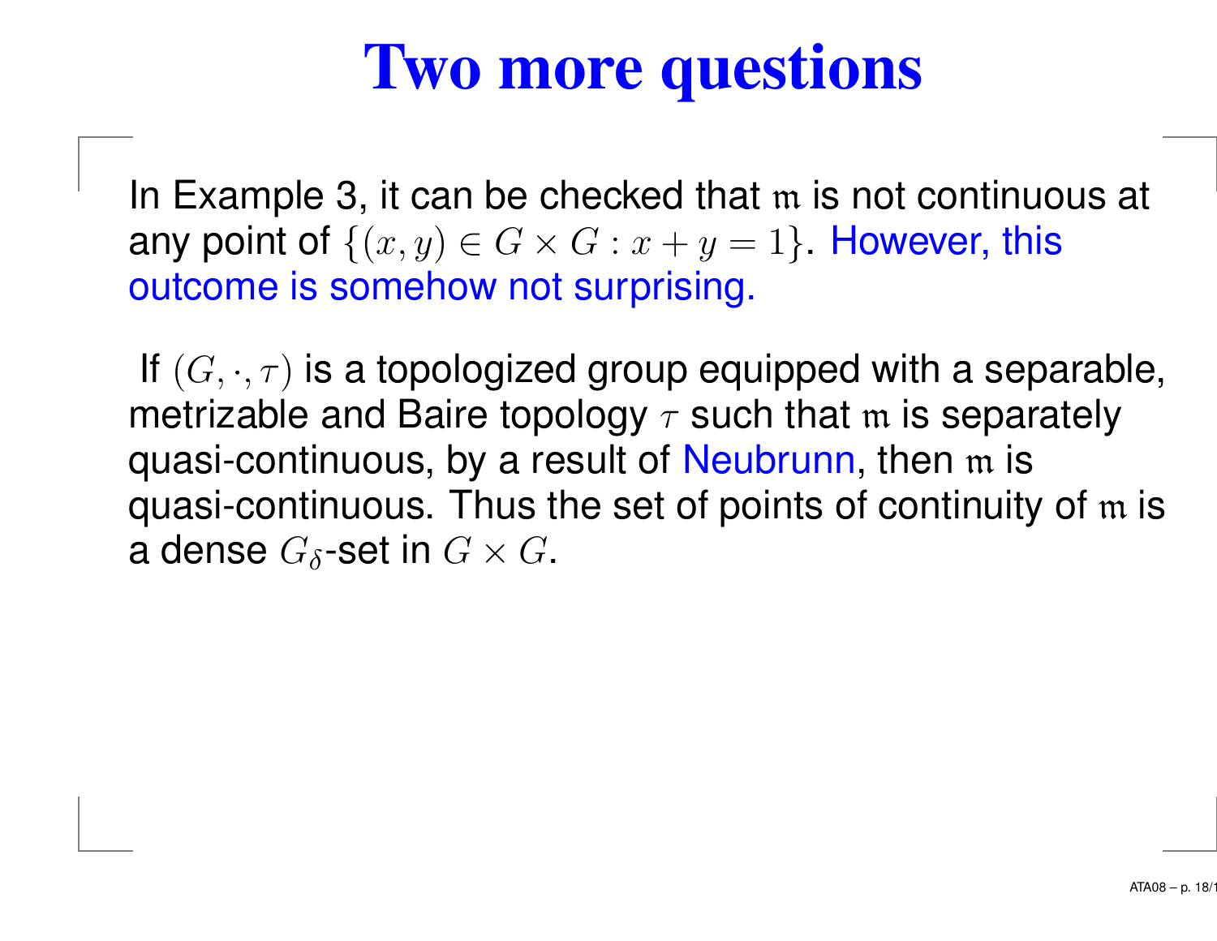# Two more questions

In Example 3, it can be checked that $\mathfrak{m}$ is not continuous at any point of $\{(x, y) \in G \times G : x + y = 1\}$. However, this outcome is somehow not surprising.

If $(G, \cdot, \tau)$ is a topologized group equipped with a separable, metrizable and Baire topology $\tau$ such that $\mathfrak{m}$ is separately quasi-continuous, by a result of Neubrunn, then $\mathfrak{m}$ is quasi-continuous. Thus the set of points of continuity of $\mathfrak{m}$ is a dense $G_\delta$-set in $G \times G$.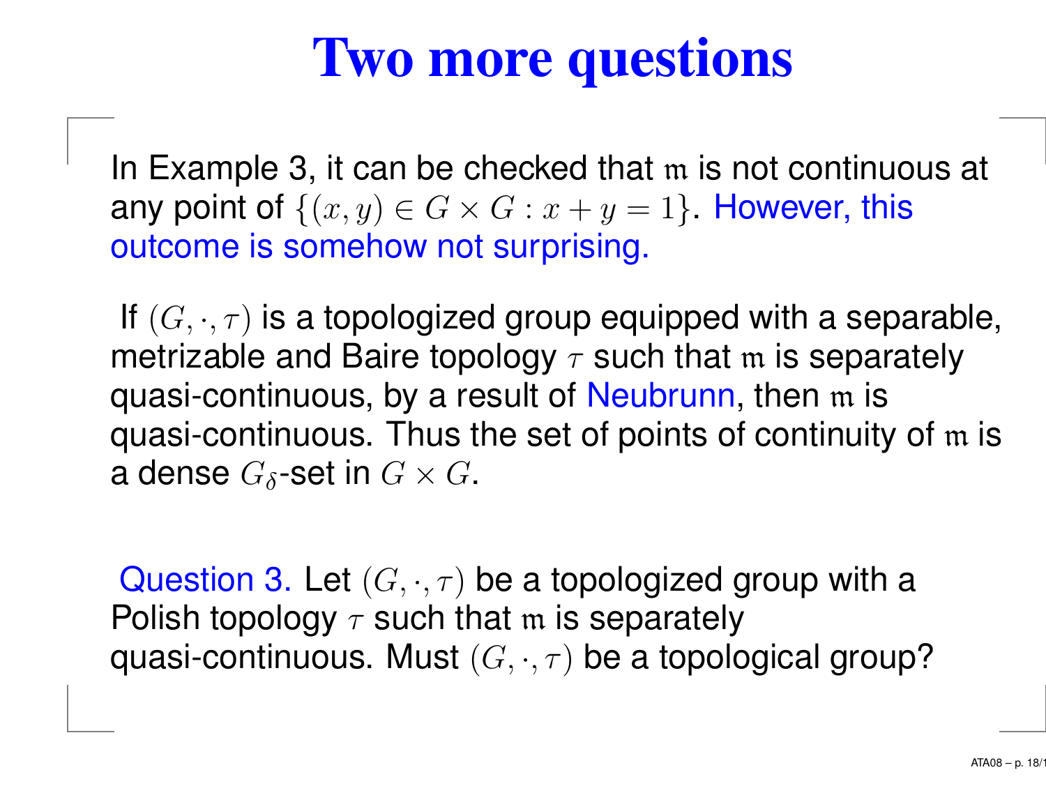# Two more questions

In Example 3, it can be checked that $\mathfrak{m}$ is not continuous at any point of $\{(x, y) \in G \times G : x + y = 1\}$. However, this outcome is somehow not surprising.

If $(G, \cdot, \tau)$ is a topologized group equipped with a separable, metrizable and Baire topology $\tau$ such that $\mathfrak{m}$ is separately quasi-continuous, by a result of Neubrunn, then $\mathfrak{m}$ is quasi-continuous. Thus the set of points of continuity of $\mathfrak{m}$ is a dense $G_\delta$-set in $G \times G$.

Question 3. Let $(G, \cdot, \tau)$ be a topologized group with a Polish topology $\tau$ such that $\mathfrak{m}$ is separately quasi-continuous. Must $(G, \cdot, \tau)$ be a topological group?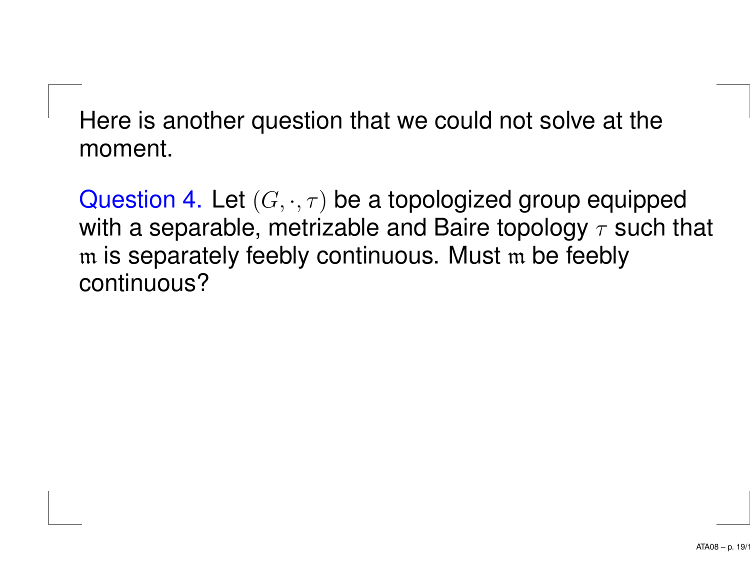Here is another question that we could not solve at the moment.

Question 4. Let $(G, \cdot, \tau)$ be a topologized group equipped with a separable, metrizable and Baire topology $\tau$ such that $\mathfrak{m}$ is separately feebly continuous. Must $\mathfrak{m}$ be feebly continuous?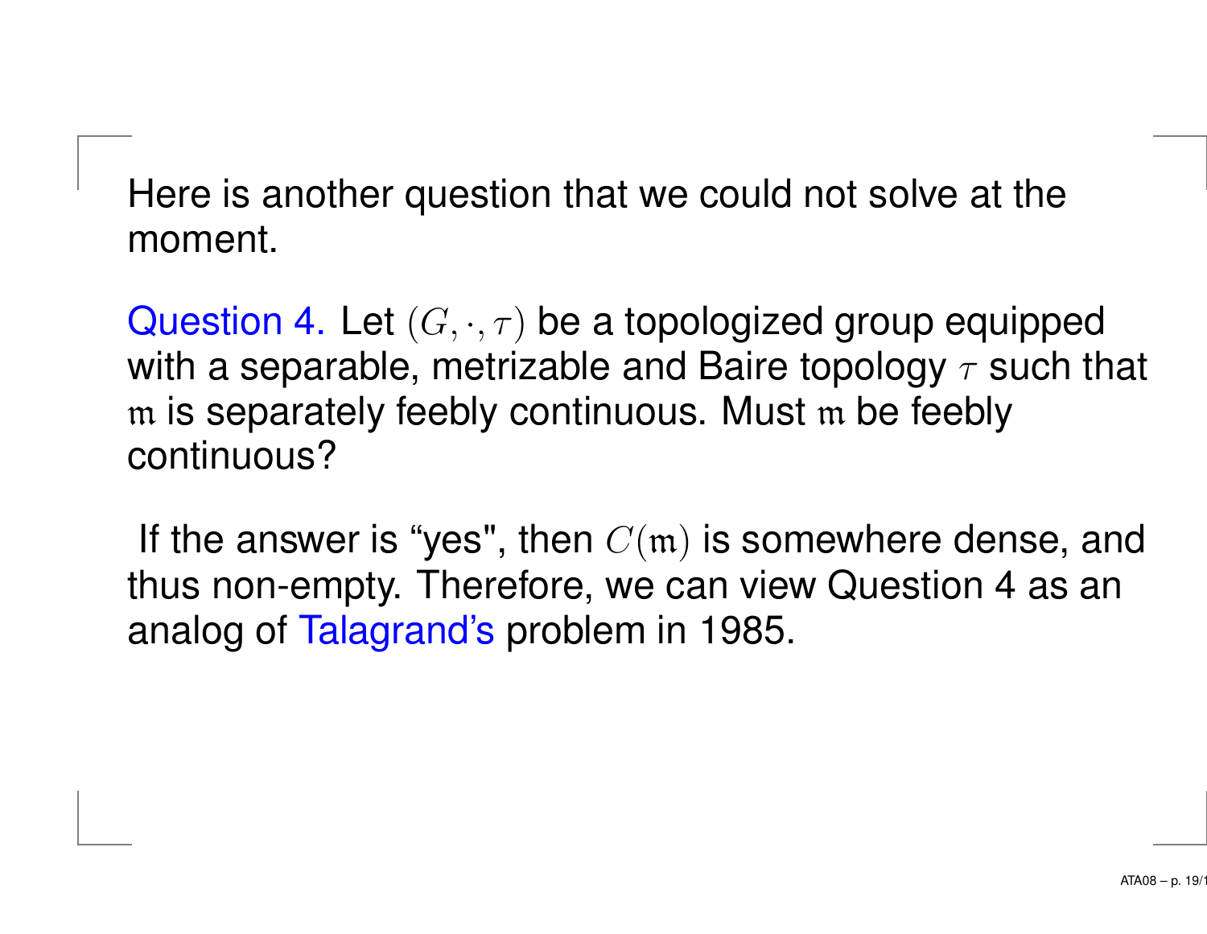Here is another question that we could not solve at the moment.

Question 4. Let $(G, \cdot, \tau)$ be a topologized group equipped with a separable, metrizable and Baire topology $\tau$ such that $\mathfrak{m}$ is separately feebly continuous. Must $\mathfrak{m}$ be feebly continuous?

If the answer is "yes", then $C(\mathfrak{m})$ is somewhere dense, and thus non-empty. Therefore, we can view Question 4 as an analog of Talagrand's problem in 1985.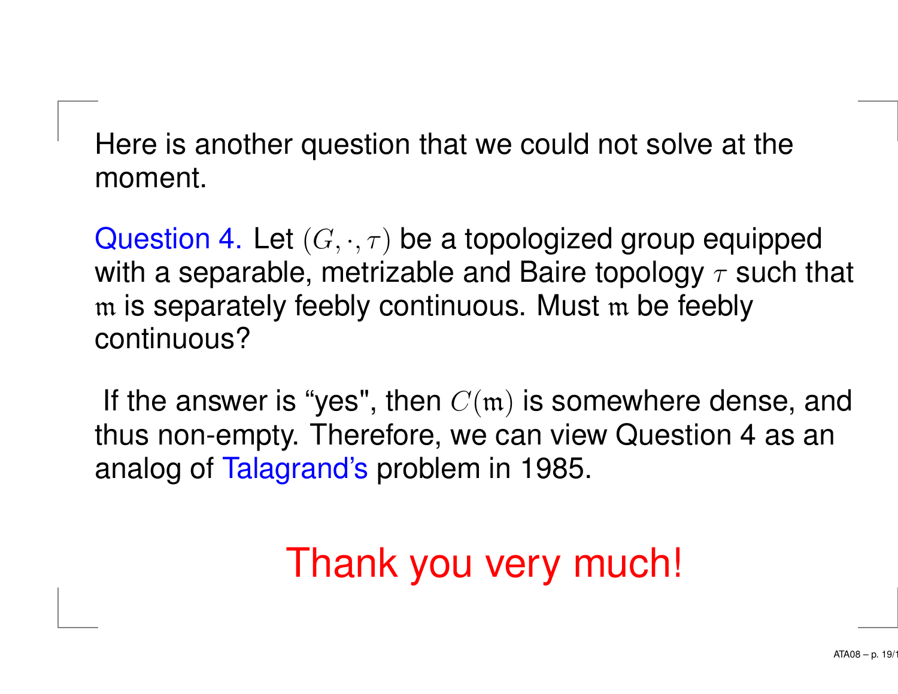Here is another question that we could not solve at the moment.

Question 4. Let $(G, \cdot, \tau)$ be a topologized group equipped with a separable, metrizable and Baire topology $\tau$ such that $\mathfrak{m}$ is separately feebly continuous. Must $\mathfrak{m}$ be feebly continuous?

If the answer is “yes", then $C(\mathfrak{m})$ is somewhere dense, and thus non-empty. Therefore, we can view Question 4 as an analog of Talagrand's problem in 1985.

# Thank you very much!